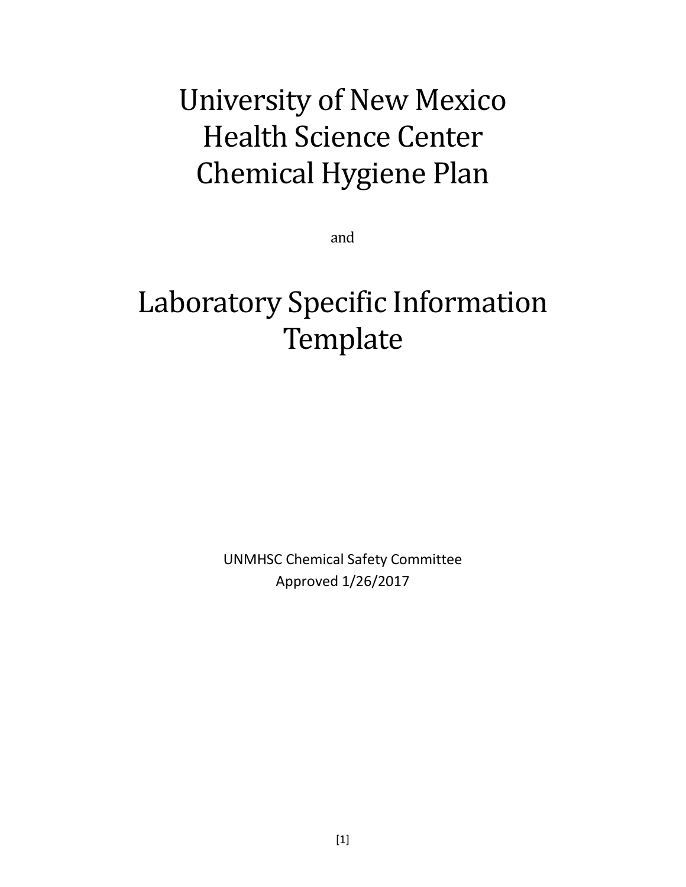# University of New Mexico Health Science Center Chemical Hygiene Plan

and

# Laboratory Specific Information Template

UNMHSC Chemical Safety Committee
Approved 1/26/2017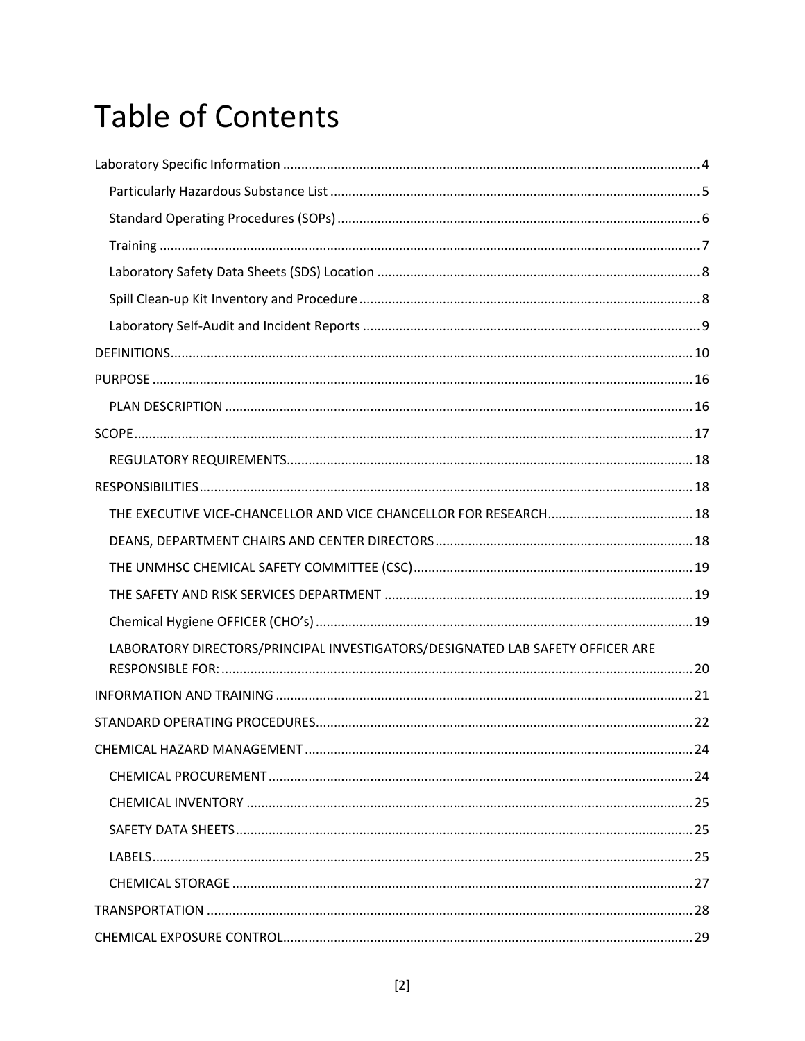# Table of Contents

- Laboratory Specific Information ........ 4
  - Particularly Hazardous Substance List ........ 5
  - Standard Operating Procedures (SOPs) ........ 6
  - Training ........ 7
  - Laboratory Safety Data Sheets (SDS) Location ........ 8
  - Spill Clean-up Kit Inventory and Procedure ........ 8
  - Laboratory Self-Audit and Incident Reports ........ 9
- DEFINITIONS ........ 10
- PURPOSE ........ 16
  - PLAN DESCRIPTION ........ 16
- SCOPE ........ 17
  - REGULATORY REQUIREMENTS ........ 18
- RESPONSIBILITIES ........ 18
  - THE EXECUTIVE VICE-CHANCELLOR AND VICE CHANCELLOR FOR RESEARCH ........ 18
  - DEANS, DEPARTMENT CHAIRS AND CENTER DIRECTORS ........ 18
  - THE UNMHSC CHEMICAL SAFETY COMMITTEE (CSC) ........ 19
  - THE SAFETY AND RISK SERVICES DEPARTMENT ........ 19
  - Chemical Hygiene OFFICER (CHO's) ........ 19
  - LABORATORY DIRECTORS/PRINCIPAL INVESTIGATORS/DESIGNATED LAB SAFETY OFFICER ARE RESPONSIBLE FOR: ........ 20
- INFORMATION AND TRAINING ........ 21
- STANDARD OPERATING PROCEDURES ........ 22
- CHEMICAL HAZARD MANAGEMENT ........ 24
  - CHEMICAL PROCUREMENT ........ 24
  - CHEMICAL INVENTORY ........ 25
  - SAFETY DATA SHEETS ........ 25
  - LABELS ........ 25
  - CHEMICAL STORAGE ........ 27
- TRANSPORTATION ........ 28
- CHEMICAL EXPOSURE CONTROL ........ 29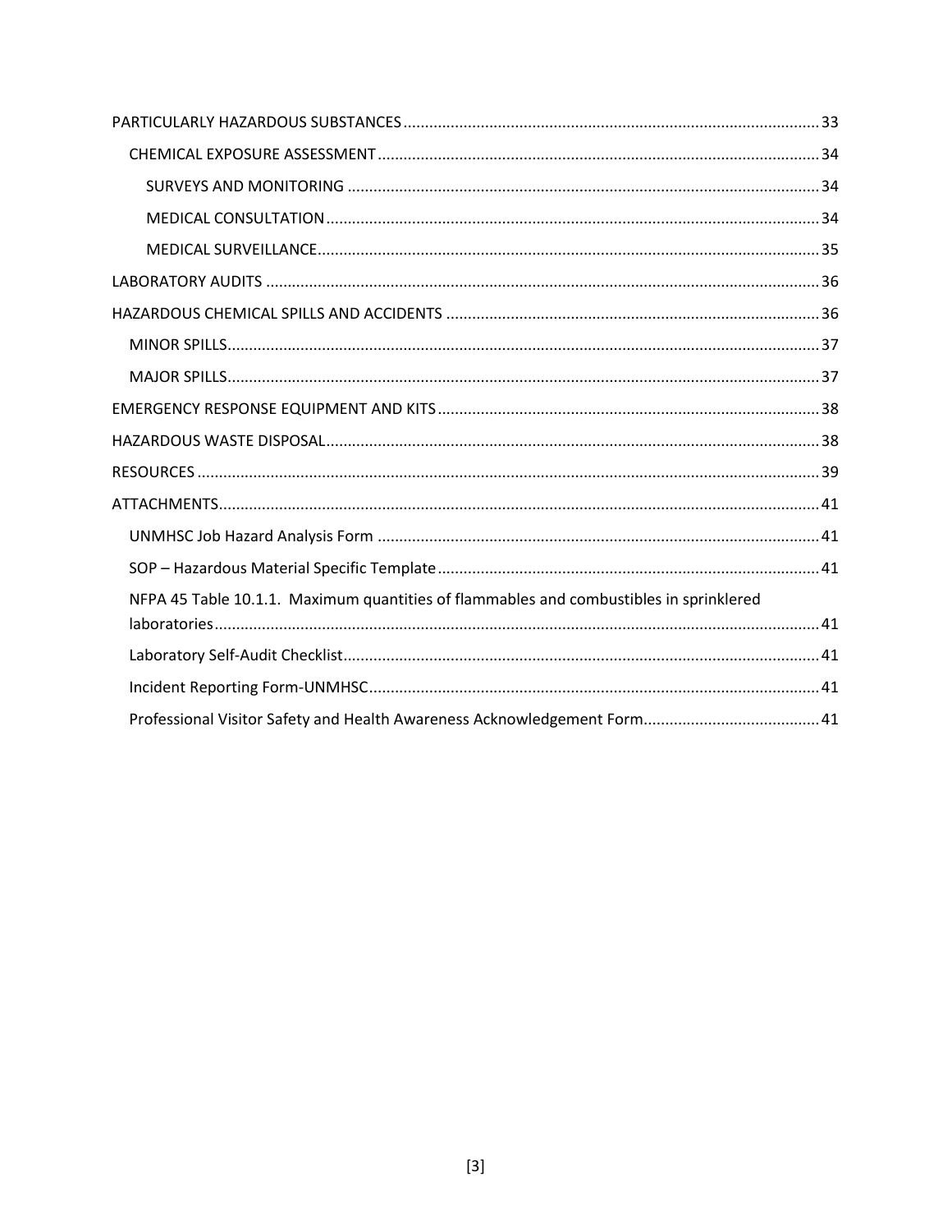PARTICULARLY HAZARDOUS SUBSTANCES ........ 33

- CHEMICAL EXPOSURE ASSESSMENT ........ 34
  - SURVEYS AND MONITORING ........ 34
  - MEDICAL CONSULTATION ........ 34
  - MEDICAL SURVEILLANCE ........ 35

LABORATORY AUDITS ........ 36

HAZARDOUS CHEMICAL SPILLS AND ACCIDENTS ........ 36

- MINOR SPILLS ........ 37
- MAJOR SPILLS ........ 37

EMERGENCY RESPONSE EQUIPMENT AND KITS ........ 38

HAZARDOUS WASTE DISPOSAL ........ 38

RESOURCES ........ 39

ATTACHMENTS ........ 41

- UNMHSC Job Hazard Analysis Form ........ 41
- SOP – Hazardous Material Specific Template ........ 41
- NFPA 45 Table 10.1.1. Maximum quantities of flammables and combustibles in sprinklered laboratories ........ 41
- Laboratory Self-Audit Checklist ........ 41
- Incident Reporting Form-UNMHSC ........ 41
- Professional Visitor Safety and Health Awareness Acknowledgement Form ........ 41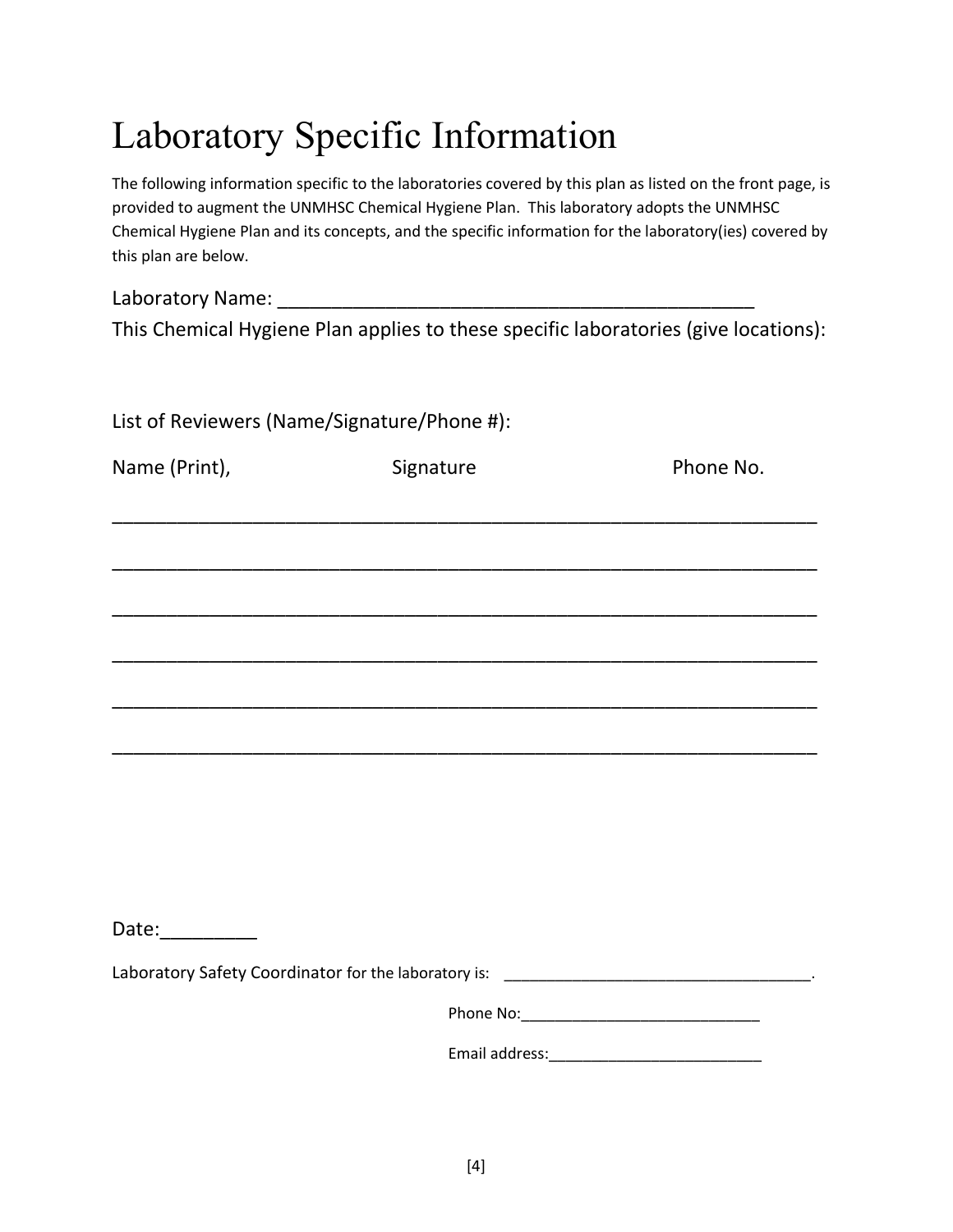# Laboratory Specific Information

The following information specific to the laboratories covered by this plan as listed on the front page, is provided to augment the UNMHSC Chemical Hygiene Plan. This laboratory adopts the UNMHSC Chemical Hygiene Plan and its concepts, and the specific information for the laboratory(ies) covered by this plan are below.

Laboratory Name: ____________________________________________

This Chemical Hygiene Plan applies to these specific laboratories (give locations):

List of Reviewers (Name/Signature/Phone #):

Name (Print), Signature Phone No.

_________________________________________________________________

_________________________________________________________________

_________________________________________________________________

_________________________________________________________________

_________________________________________________________________

_________________________________________________________________

Date:_________

Laboratory Safety Coordinator for the laboratory is: ___________________________________.

Phone No:____________________________

Email address:_________________________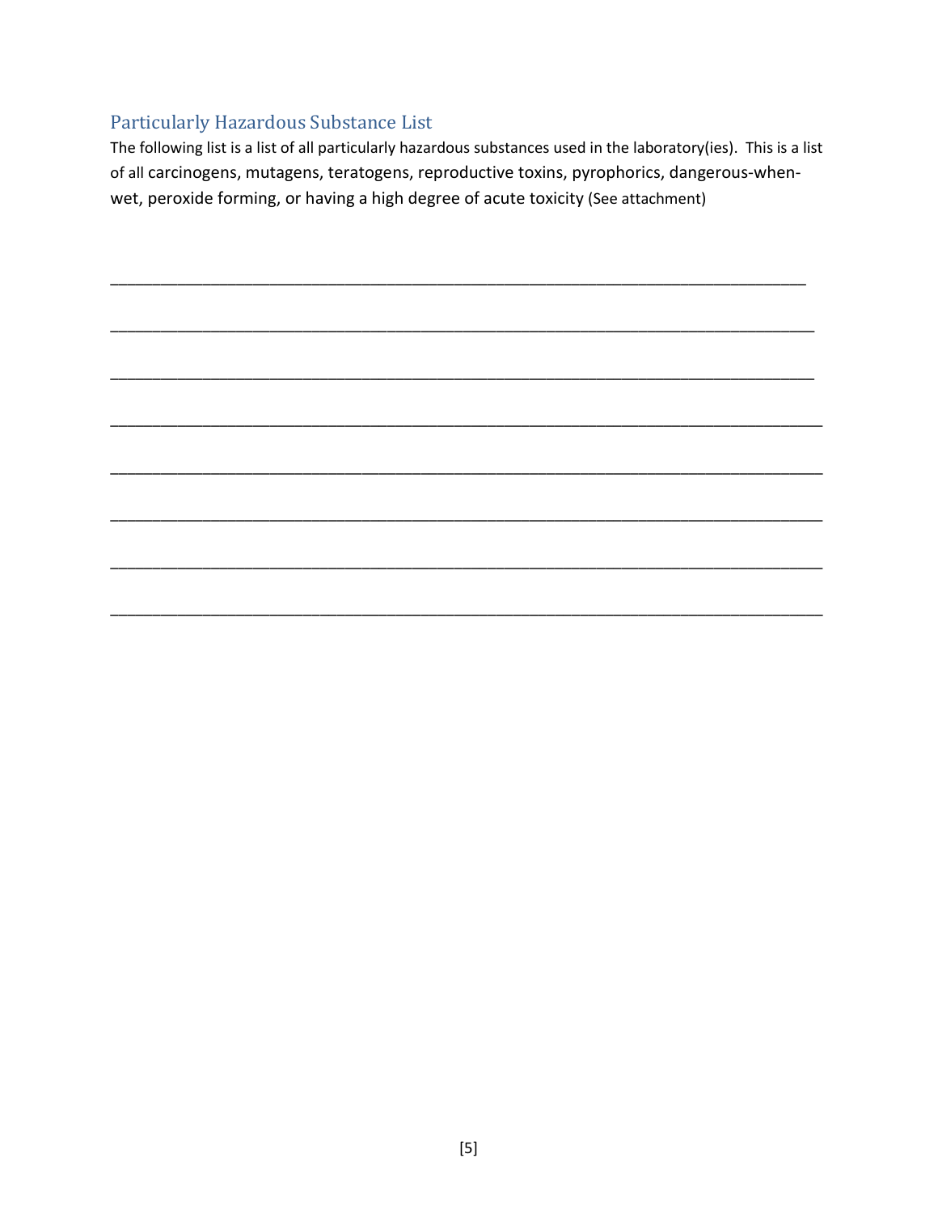## Particularly Hazardous Substance List

The following list is a list of all particularly hazardous substances used in the laboratory(ies). This is a list of all carcinogens, mutagens, teratogens, reproductive toxins, pyrophorics, dangerous-when-wet, peroxide forming, or having a high degree of acute toxicity (See attachment)

______________________________________________________________________________

______________________________________________________________________________

______________________________________________________________________________

______________________________________________________________________________

______________________________________________________________________________

______________________________________________________________________________

______________________________________________________________________________

______________________________________________________________________________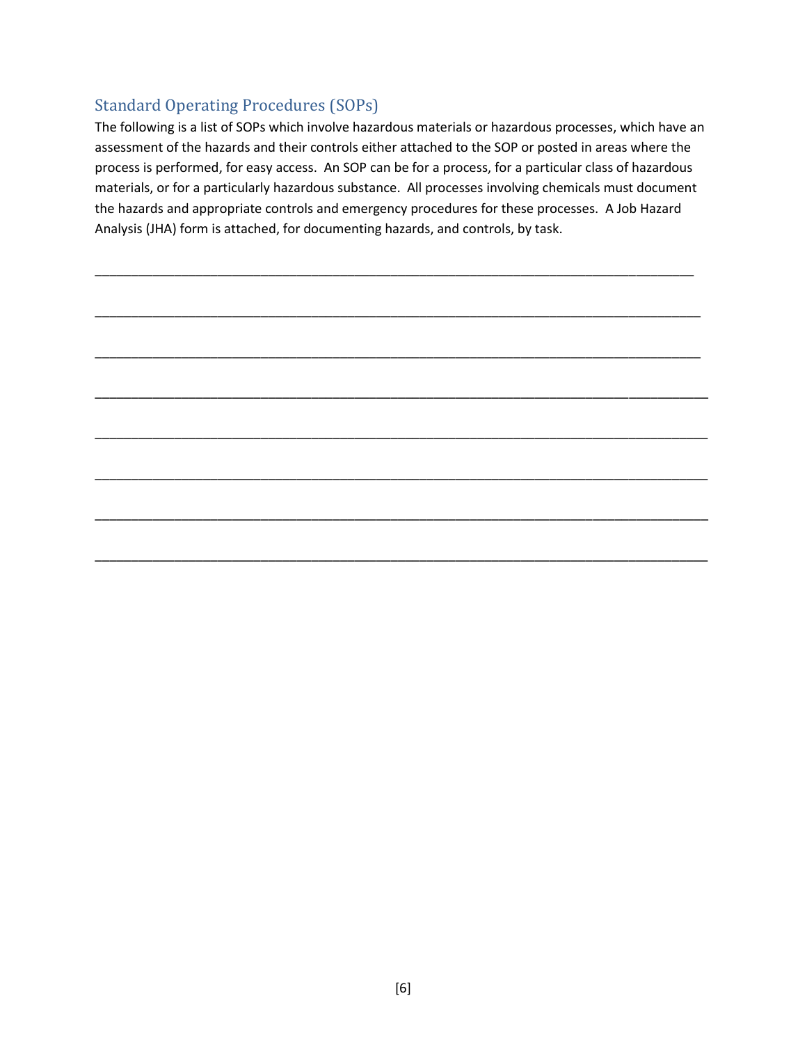## Standard Operating Procedures (SOPs)

The following is a list of SOPs which involve hazardous materials or hazardous processes, which have an assessment of the hazards and their controls either attached to the SOP or posted in areas where the process is performed, for easy access. An SOP can be for a process, for a particular class of hazardous materials, or for a particularly hazardous substance. All processes involving chemicals must document the hazards and appropriate controls and emergency procedures for these processes. A Job Hazard Analysis (JHA) form is attached, for documenting hazards, and controls, by task.

______________________________________________________________________________

______________________________________________________________________________

______________________________________________________________________________

______________________________________________________________________________

______________________________________________________________________________

______________________________________________________________________________

______________________________________________________________________________

______________________________________________________________________________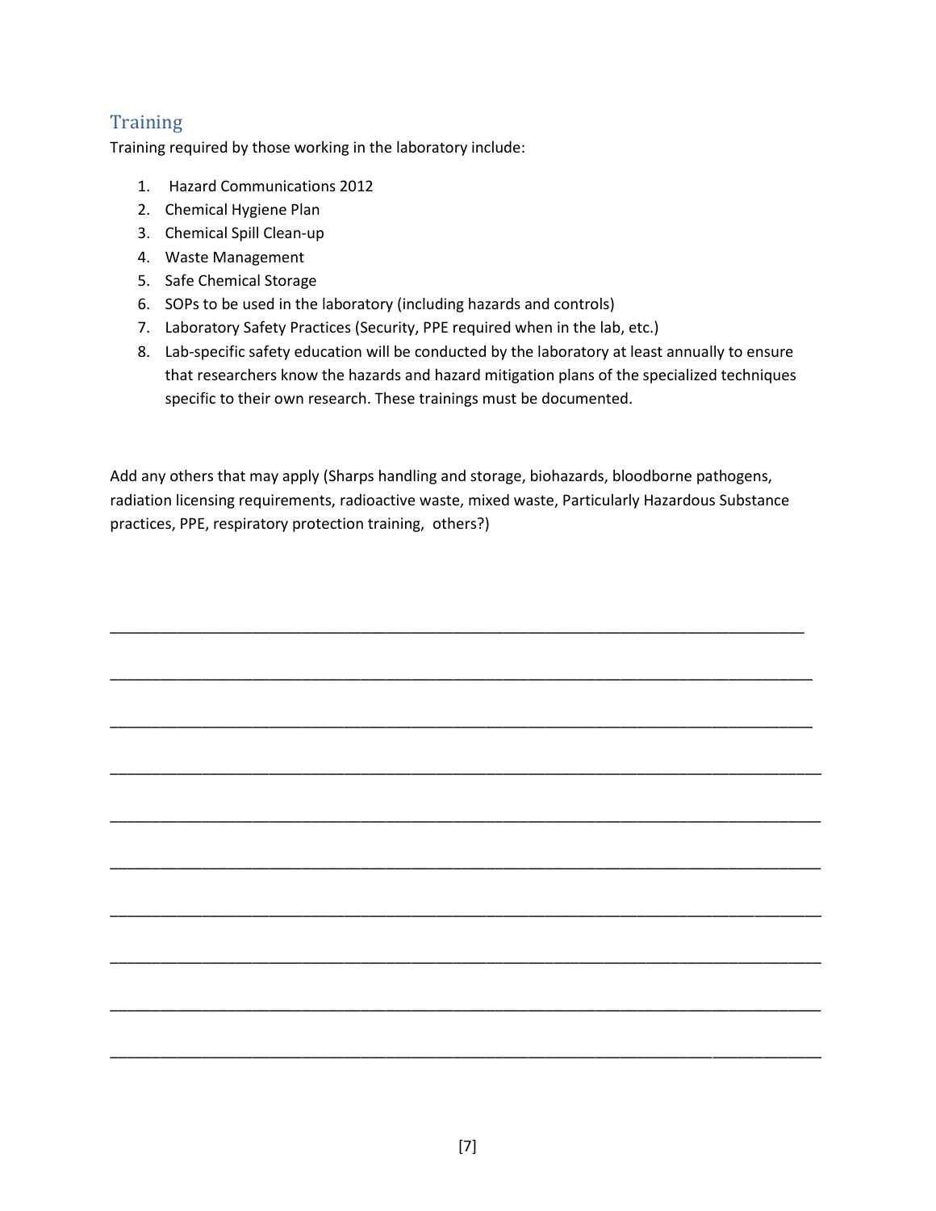## Training

Training required by those working in the laboratory include:

1. Hazard Communications 2012
2. Chemical Hygiene Plan
3. Chemical Spill Clean-up
4. Waste Management
5. Safe Chemical Storage
6. SOPs to be used in the laboratory (including hazards and controls)
7. Laboratory Safety Practices (Security, PPE required when in the lab, etc.)
8. Lab-specific safety education will be conducted by the laboratory at least annually to ensure that researchers know the hazards and hazard mitigation plans of the specialized techniques specific to their own research. These trainings must be documented.

Add any others that may apply (Sharps handling and storage, biohazards, bloodborne pathogens, radiation licensing requirements, radioactive waste, mixed waste, Particularly Hazardous Substance practices, PPE, respiratory protection training, others?)

______________________________________________________________________________

______________________________________________________________________________

______________________________________________________________________________

______________________________________________________________________________

______________________________________________________________________________

______________________________________________________________________________

______________________________________________________________________________

______________________________________________________________________________

______________________________________________________________________________

______________________________________________________________________________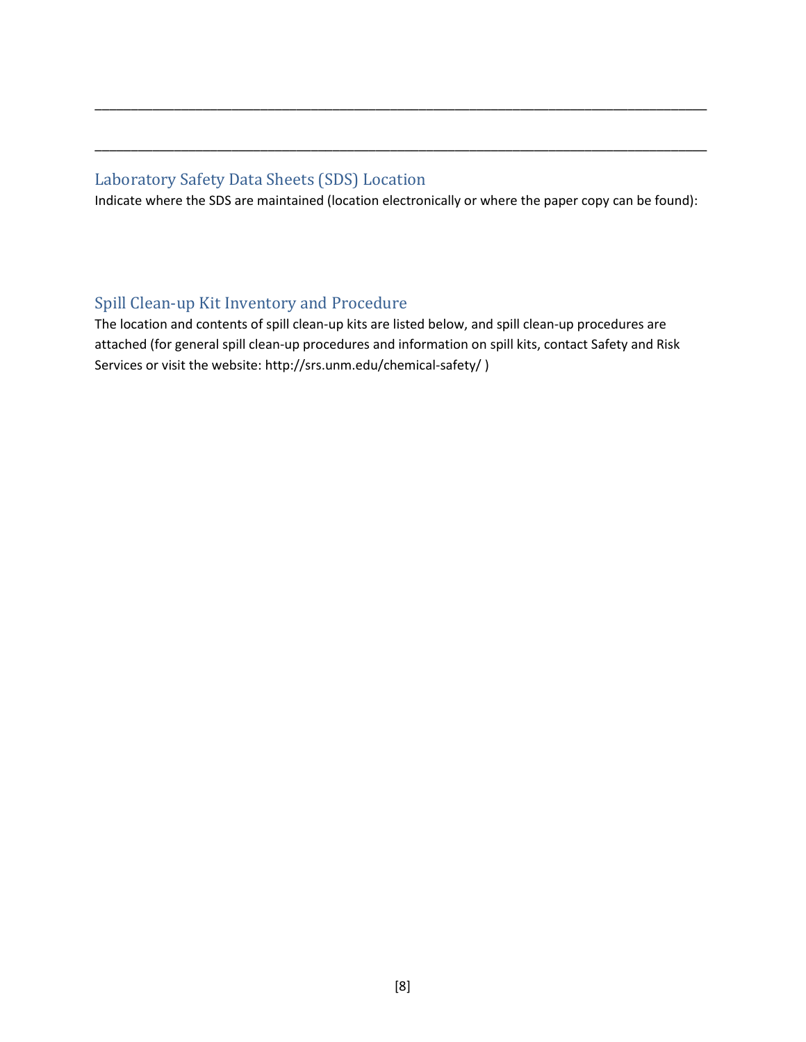\_\_\_\_\_\_\_\_\_\_\_\_\_\_\_\_\_\_\_\_\_\_\_\_\_\_\_\_\_\_\_\_\_\_\_\_\_\_\_\_\_\_\_\_\_\_\_\_\_\_\_\_\_\_\_\_\_\_\_\_\_\_\_\_\_\_\_\_\_\_\_\_\_\_\_\_\_\_\_\_\_\_\_\_

\_\_\_\_\_\_\_\_\_\_\_\_\_\_\_\_\_\_\_\_\_\_\_\_\_\_\_\_\_\_\_\_\_\_\_\_\_\_\_\_\_\_\_\_\_\_\_\_\_\_\_\_\_\_\_\_\_\_\_\_\_\_\_\_\_\_\_\_\_\_\_\_\_\_\_\_\_\_\_\_\_\_\_\_

## Laboratory Safety Data Sheets (SDS) Location

Indicate where the SDS are maintained (location electronically or where the paper copy can be found):

## Spill Clean-up Kit Inventory and Procedure

The location and contents of spill clean-up kits are listed below, and spill clean-up procedures are attached (for general spill clean-up procedures and information on spill kits, contact Safety and Risk Services or visit the website: http://srs.unm.edu/chemical-safety/ )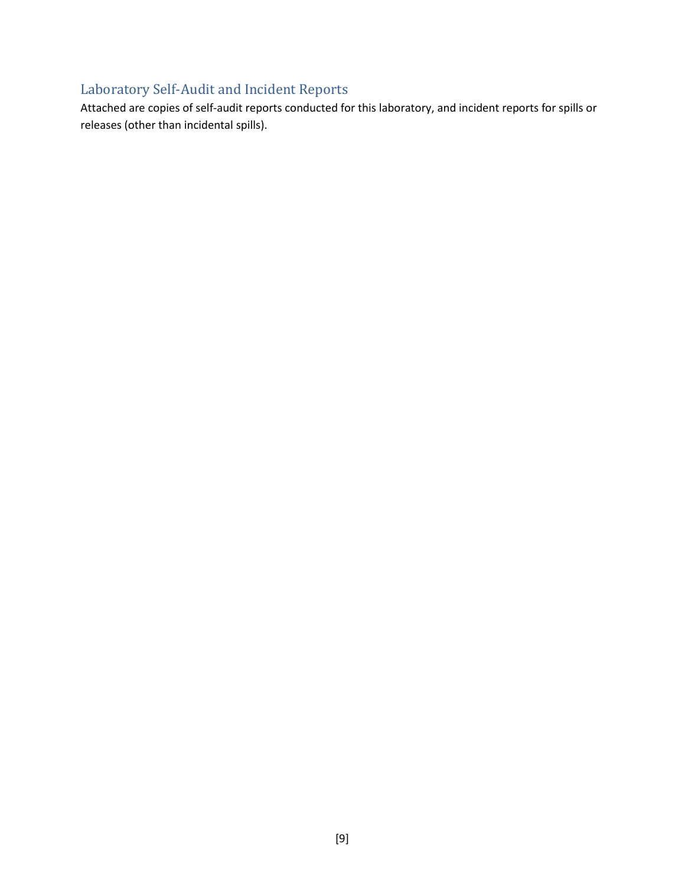## Laboratory Self-Audit and Incident Reports

Attached are copies of self-audit reports conducted for this laboratory, and incident reports for spills or releases (other than incidental spills).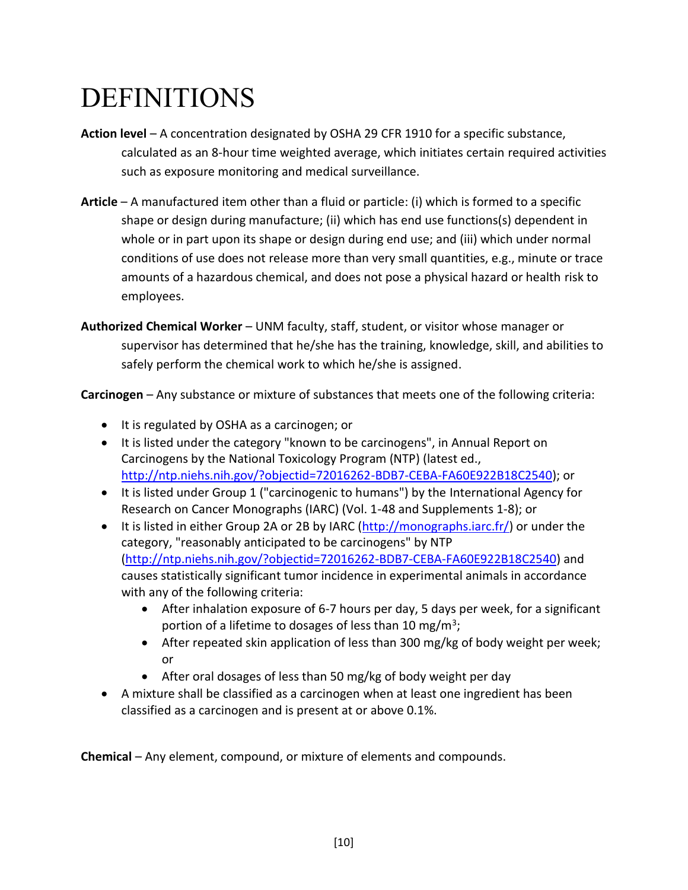# DEFINITIONS

**Action level** – A concentration designated by OSHA 29 CFR 1910 for a specific substance, calculated as an 8-hour time weighted average, which initiates certain required activities such as exposure monitoring and medical surveillance.

**Article** – A manufactured item other than a fluid or particle: (i) which is formed to a specific shape or design during manufacture; (ii) which has end use functions(s) dependent in whole or in part upon its shape or design during end use; and (iii) which under normal conditions of use does not release more than very small quantities, e.g., minute or trace amounts of a hazardous chemical, and does not pose a physical hazard or health risk to employees.

**Authorized Chemical Worker** – UNM faculty, staff, student, or visitor whose manager or supervisor has determined that he/she has the training, knowledge, skill, and abilities to safely perform the chemical work to which he/she is assigned.

**Carcinogen** – Any substance or mixture of substances that meets one of the following criteria:

- It is regulated by OSHA as a carcinogen; or
- It is listed under the category "known to be carcinogens", in Annual Report on Carcinogens by the National Toxicology Program (NTP) (latest ed., http://ntp.niehs.nih.gov/?objectid=72016262-BDB7-CEBA-FA60E922B18C2540); or
- It is listed under Group 1 ("carcinogenic to humans") by the International Agency for Research on Cancer Monographs (IARC) (Vol. 1-48 and Supplements 1-8); or
- It is listed in either Group 2A or 2B by IARC (http://monographs.iarc.fr/) or under the category, "reasonably anticipated to be carcinogens" by NTP (http://ntp.niehs.nih.gov/?objectid=72016262-BDB7-CEBA-FA60E922B18C2540) and causes statistically significant tumor incidence in experimental animals in accordance with any of the following criteria:
    - After inhalation exposure of 6-7 hours per day, 5 days per week, for a significant portion of a lifetime to dosages of less than 10 $mg/m^3$;
    - After repeated skin application of less than 300 mg/kg of body weight per week; or
    - After oral dosages of less than 50 mg/kg of body weight per day
- A mixture shall be classified as a carcinogen when at least one ingredient has been classified as a carcinogen and is present at or above 0.1%.

**Chemical** – Any element, compound, or mixture of elements and compounds.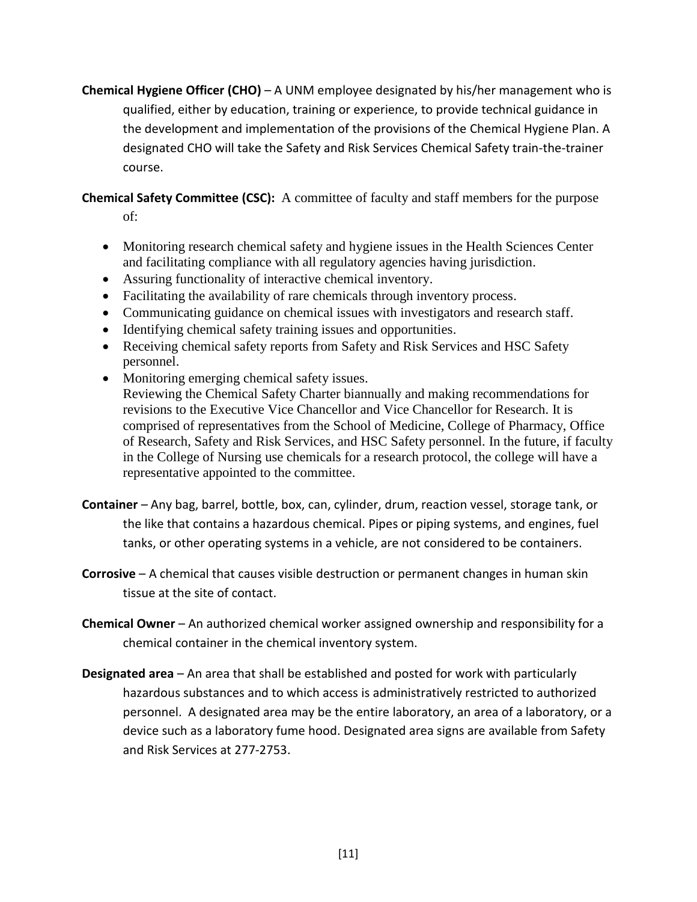**Chemical Hygiene Officer (CHO)** – A UNM employee designated by his/her management who is qualified, either by education, training or experience, to provide technical guidance in the development and implementation of the provisions of the Chemical Hygiene Plan. A designated CHO will take the Safety and Risk Services Chemical Safety train-the-trainer course.

**Chemical Safety Committee (CSC):** A committee of faculty and staff members for the purpose of:

- Monitoring research chemical safety and hygiene issues in the Health Sciences Center and facilitating compliance with all regulatory agencies having jurisdiction.
- Assuring functionality of interactive chemical inventory.
- Facilitating the availability of rare chemicals through inventory process.
- Communicating guidance on chemical issues with investigators and research staff.
- Identifying chemical safety training issues and opportunities.
- Receiving chemical safety reports from Safety and Risk Services and HSC Safety personnel.
- Monitoring emerging chemical safety issues.
  Reviewing the Chemical Safety Charter biannually and making recommendations for revisions to the Executive Vice Chancellor and Vice Chancellor for Research. It is comprised of representatives from the School of Medicine, College of Pharmacy, Office of Research, Safety and Risk Services, and HSC Safety personnel. In the future, if faculty in the College of Nursing use chemicals for a research protocol, the college will have a representative appointed to the committee.

**Container** – Any bag, barrel, bottle, box, can, cylinder, drum, reaction vessel, storage tank, or the like that contains a hazardous chemical. Pipes or piping systems, and engines, fuel tanks, or other operating systems in a vehicle, are not considered to be containers.

**Corrosive** – A chemical that causes visible destruction or permanent changes in human skin tissue at the site of contact.

**Chemical Owner** – An authorized chemical worker assigned ownership and responsibility for a chemical container in the chemical inventory system.

**Designated area** – An area that shall be established and posted for work with particularly hazardous substances and to which access is administratively restricted to authorized personnel. A designated area may be the entire laboratory, an area of a laboratory, or a device such as a laboratory fume hood. Designated area signs are available from Safety and Risk Services at 277-2753.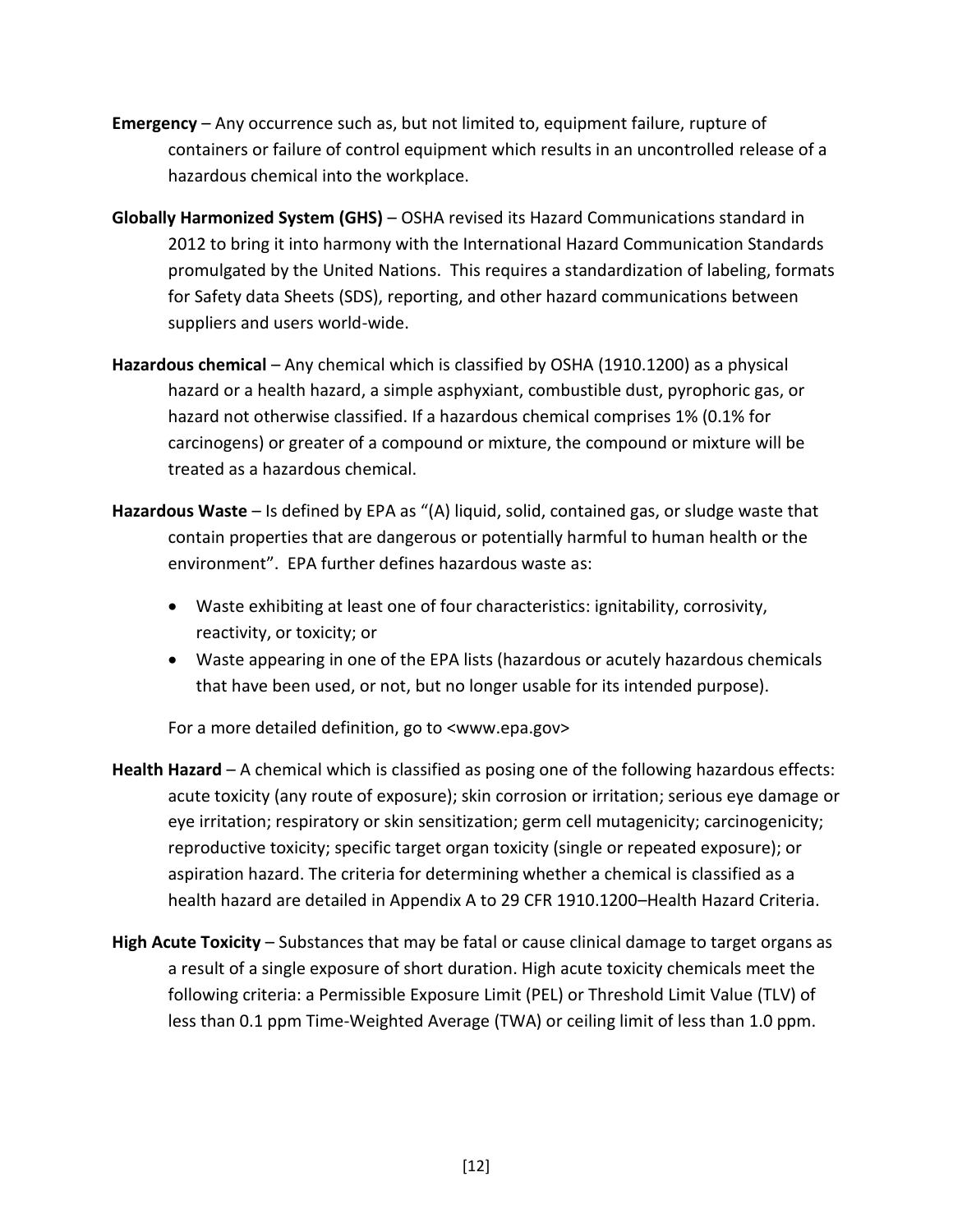**Emergency** – Any occurrence such as, but not limited to, equipment failure, rupture of containers or failure of control equipment which results in an uncontrolled release of a hazardous chemical into the workplace.

**Globally Harmonized System (GHS)** – OSHA revised its Hazard Communications standard in 2012 to bring it into harmony with the International Hazard Communication Standards promulgated by the United Nations. This requires a standardization of labeling, formats for Safety data Sheets (SDS), reporting, and other hazard communications between suppliers and users world-wide.

**Hazardous chemical** – Any chemical which is classified by OSHA (1910.1200) as a physical hazard or a health hazard, a simple asphyxiant, combustible dust, pyrophoric gas, or hazard not otherwise classified. If a hazardous chemical comprises 1% (0.1% for carcinogens) or greater of a compound or mixture, the compound or mixture will be treated as a hazardous chemical.

**Hazardous Waste** – Is defined by EPA as "(A) liquid, solid, contained gas, or sludge waste that contain properties that are dangerous or potentially harmful to human health or the environment". EPA further defines hazardous waste as:

- Waste exhibiting at least one of four characteristics: ignitability, corrosivity, reactivity, or toxicity; or
- Waste appearing in one of the EPA lists (hazardous or acutely hazardous chemicals that have been used, or not, but no longer usable for its intended purpose).

For a more detailed definition, go to <www.epa.gov>

**Health Hazard** – A chemical which is classified as posing one of the following hazardous effects: acute toxicity (any route of exposure); skin corrosion or irritation; serious eye damage or eye irritation; respiratory or skin sensitization; germ cell mutagenicity; carcinogenicity; reproductive toxicity; specific target organ toxicity (single or repeated exposure); or aspiration hazard. The criteria for determining whether a chemical is classified as a health hazard are detailed in Appendix A to 29 CFR 1910.1200–Health Hazard Criteria.

**High Acute Toxicity** – Substances that may be fatal or cause clinical damage to target organs as a result of a single exposure of short duration. High acute toxicity chemicals meet the following criteria: a Permissible Exposure Limit (PEL) or Threshold Limit Value (TLV) of less than 0.1 ppm Time-Weighted Average (TWA) or ceiling limit of less than 1.0 ppm.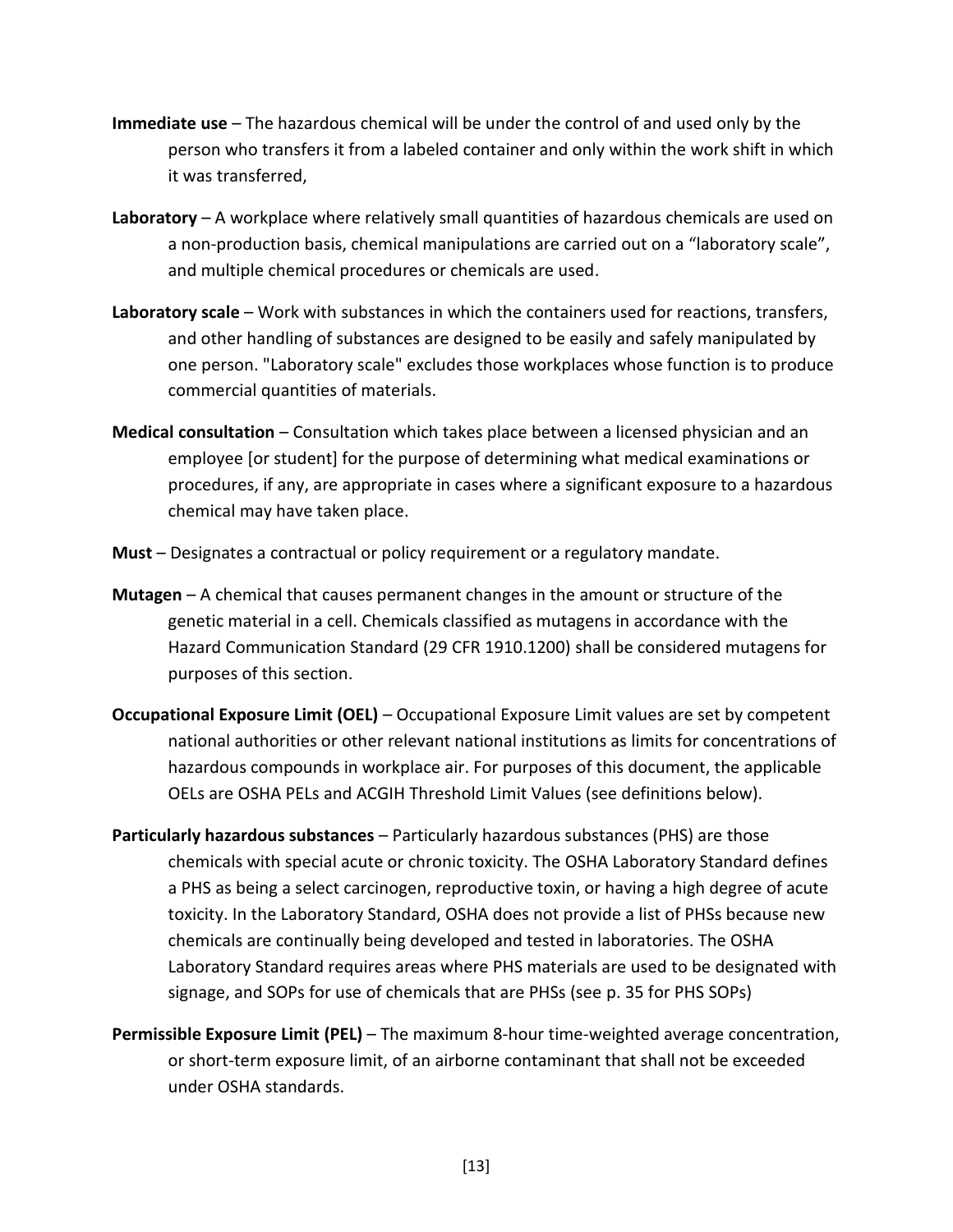**Immediate use** – The hazardous chemical will be under the control of and used only by the person who transfers it from a labeled container and only within the work shift in which it was transferred,

**Laboratory** – A workplace where relatively small quantities of hazardous chemicals are used on a non-production basis, chemical manipulations are carried out on a "laboratory scale", and multiple chemical procedures or chemicals are used.

**Laboratory scale** – Work with substances in which the containers used for reactions, transfers, and other handling of substances are designed to be easily and safely manipulated by one person. "Laboratory scale" excludes those workplaces whose function is to produce commercial quantities of materials.

**Medical consultation** – Consultation which takes place between a licensed physician and an employee [or student] for the purpose of determining what medical examinations or procedures, if any, are appropriate in cases where a significant exposure to a hazardous chemical may have taken place.

**Must** – Designates a contractual or policy requirement or a regulatory mandate.

**Mutagen** – A chemical that causes permanent changes in the amount or structure of the genetic material in a cell. Chemicals classified as mutagens in accordance with the Hazard Communication Standard (29 CFR 1910.1200) shall be considered mutagens for purposes of this section.

**Occupational Exposure Limit (OEL)** – Occupational Exposure Limit values are set by competent national authorities or other relevant national institutions as limits for concentrations of hazardous compounds in workplace air. For purposes of this document, the applicable OELs are OSHA PELs and ACGIH Threshold Limit Values (see definitions below).

**Particularly hazardous substances** – Particularly hazardous substances (PHS) are those chemicals with special acute or chronic toxicity. The OSHA Laboratory Standard defines a PHS as being a select carcinogen, reproductive toxin, or having a high degree of acute toxicity. In the Laboratory Standard, OSHA does not provide a list of PHSs because new chemicals are continually being developed and tested in laboratories. The OSHA Laboratory Standard requires areas where PHS materials are used to be designated with signage, and SOPs for use of chemicals that are PHSs (see p. 35 for PHS SOPs)

**Permissible Exposure Limit (PEL)** – The maximum 8-hour time-weighted average concentration, or short-term exposure limit, of an airborne contaminant that shall not be exceeded under OSHA standards.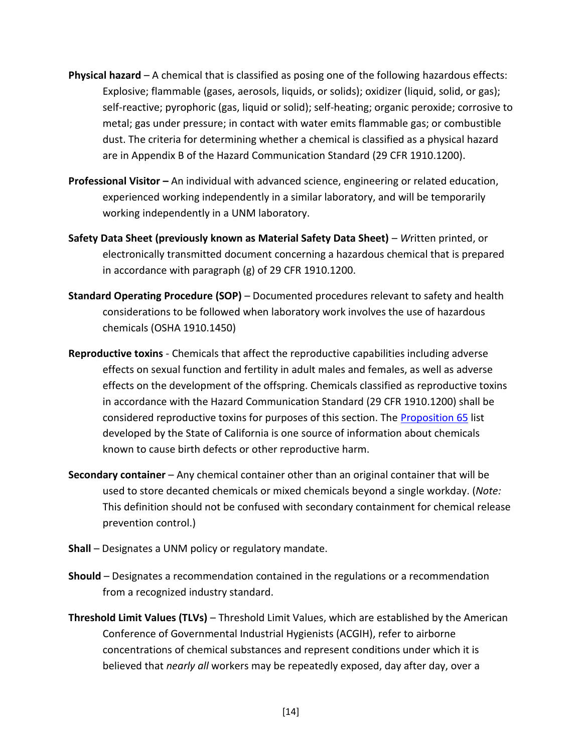**Physical hazard** – A chemical that is classified as posing one of the following hazardous effects: Explosive; flammable (gases, aerosols, liquids, or solids); oxidizer (liquid, solid, or gas); self-reactive; pyrophoric (gas, liquid or solid); self-heating; organic peroxide; corrosive to metal; gas under pressure; in contact with water emits flammable gas; or combustible dust. The criteria for determining whether a chemical is classified as a physical hazard are in Appendix B of the Hazard Communication Standard (29 CFR 1910.1200).

**Professional Visitor –** An individual with advanced science, engineering or related education, experienced working independently in a similar laboratory, and will be temporarily working independently in a UNM laboratory.

**Safety Data Sheet (previously known as Material Safety Data Sheet)** – *W*ritten printed, or electronically transmitted document concerning a hazardous chemical that is prepared in accordance with paragraph (g) of 29 CFR 1910.1200.

**Standard Operating Procedure (SOP)** – Documented procedures relevant to safety and health considerations to be followed when laboratory work involves the use of hazardous chemicals (OSHA 1910.1450)

**Reproductive toxins** - Chemicals that affect the reproductive capabilities including adverse effects on sexual function and fertility in adult males and females, as well as adverse effects on the development of the offspring. Chemicals classified as reproductive toxins in accordance with the Hazard Communication Standard (29 CFR 1910.1200) shall be considered reproductive toxins for purposes of this section. The Proposition 65 list developed by the State of California is one source of information about chemicals known to cause birth defects or other reproductive harm.

**Secondary container** – Any chemical container other than an original container that will be used to store decanted chemicals or mixed chemicals beyond a single workday. (*Note:* This definition should not be confused with secondary containment for chemical release prevention control.)

**Shall** – Designates a UNM policy or regulatory mandate.

**Should** – Designates a recommendation contained in the regulations or a recommendation from a recognized industry standard.

**Threshold Limit Values (TLVs)** – Threshold Limit Values, which are established by the American Conference of Governmental Industrial Hygienists (ACGIH), refer to airborne concentrations of chemical substances and represent conditions under which it is believed that *nearly all* workers may be repeatedly exposed, day after day, over a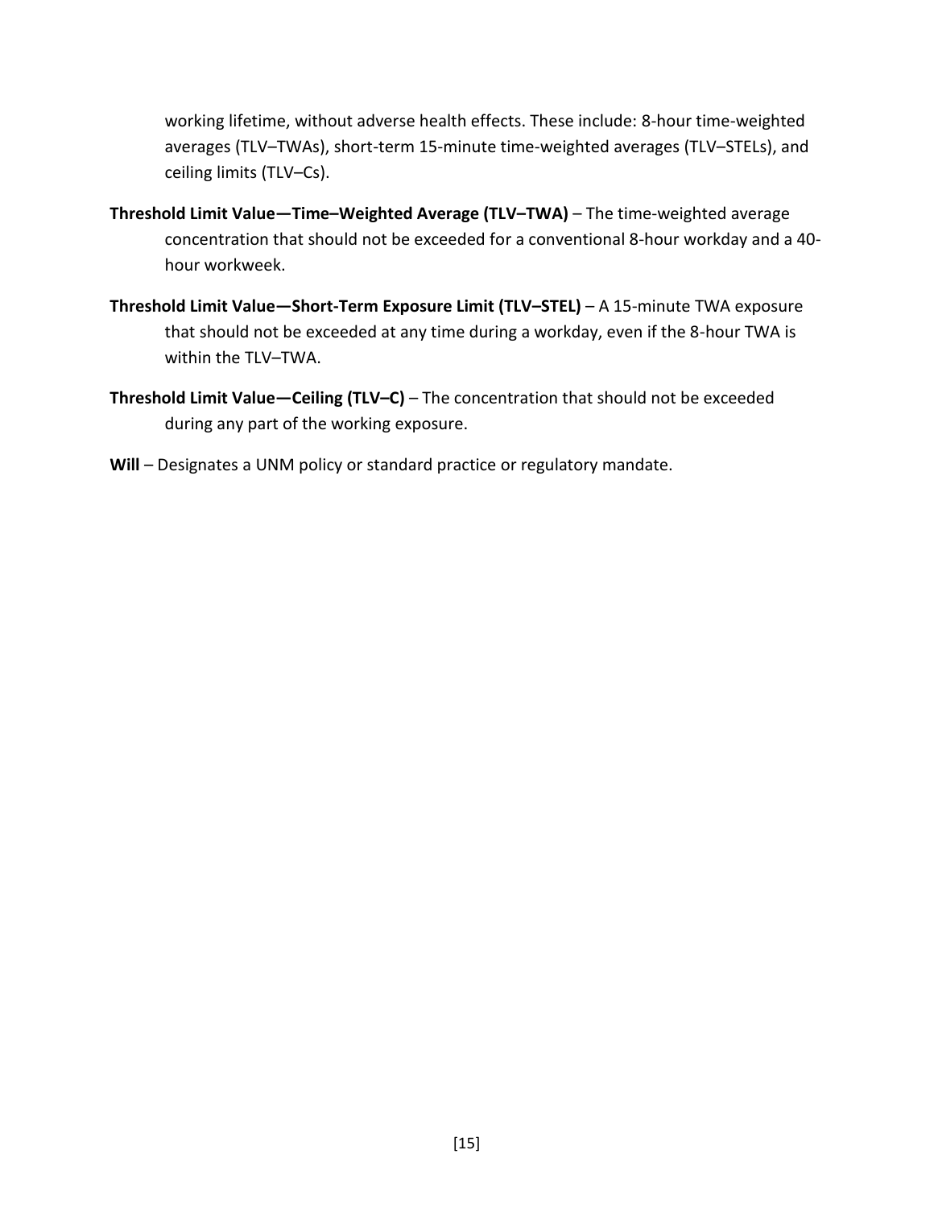working lifetime, without adverse health effects. These include: 8-hour time-weighted averages (TLV–TWAs), short-term 15-minute time-weighted averages (TLV–STELs), and ceiling limits (TLV–Cs).

**Threshold Limit Value—Time–Weighted Average (TLV–TWA)** – The time-weighted average concentration that should not be exceeded for a conventional 8-hour workday and a 40-hour workweek.

**Threshold Limit Value—Short-Term Exposure Limit (TLV–STEL)** – A 15-minute TWA exposure that should not be exceeded at any time during a workday, even if the 8-hour TWA is within the TLV–TWA.

**Threshold Limit Value—Ceiling (TLV–C)** – The concentration that should not be exceeded during any part of the working exposure.

**Will** – Designates a UNM policy or standard practice or regulatory mandate.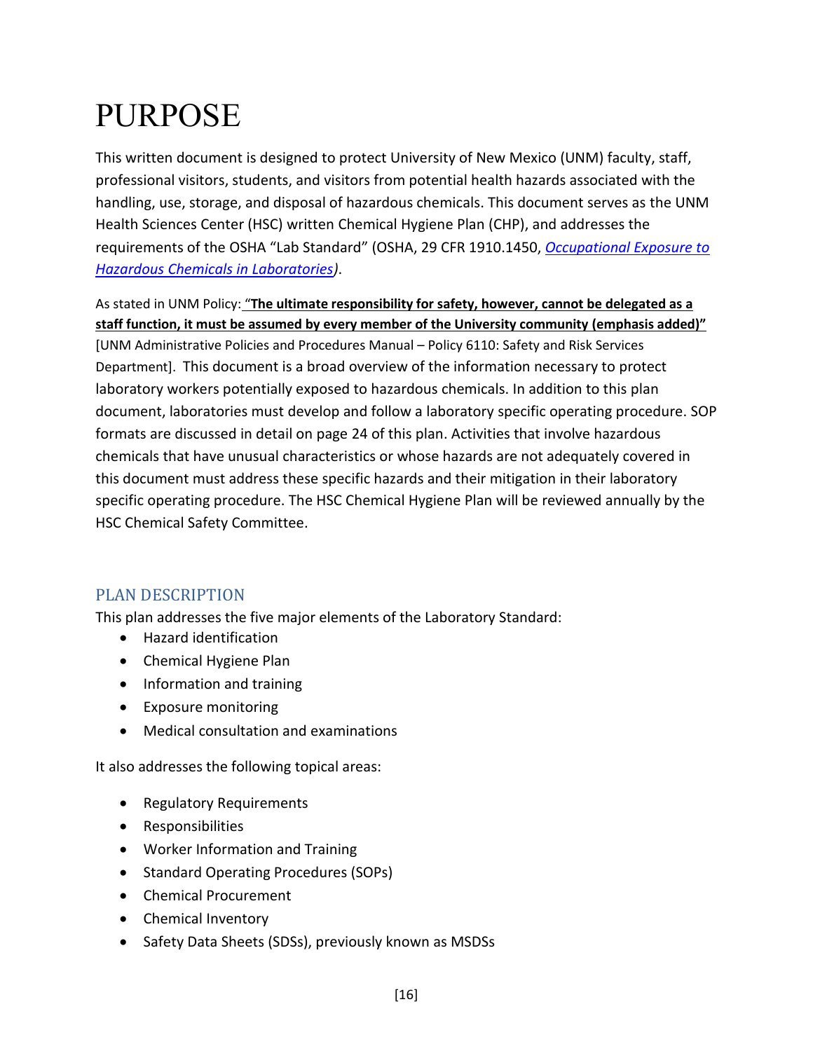# PURPOSE

This written document is designed to protect University of New Mexico (UNM) faculty, staff, professional visitors, students, and visitors from potential health hazards associated with the handling, use, storage, and disposal of hazardous chemicals. This document serves as the UNM Health Sciences Center (HSC) written Chemical Hygiene Plan (CHP), and addresses the requirements of the OSHA "Lab Standard" (OSHA, 29 CFR 1910.1450, *Occupational Exposure to Hazardous Chemicals in Laboratories)*.

As stated in UNM Policy: **"The ultimate responsibility for safety, however, cannot be delegated as a staff function, it must be assumed by every member of the University community (emphasis added)"** [UNM Administrative Policies and Procedures Manual – Policy 6110: Safety and Risk Services Department]. This document is a broad overview of the information necessary to protect laboratory workers potentially exposed to hazardous chemicals. In addition to this plan document, laboratories must develop and follow a laboratory specific operating procedure. SOP formats are discussed in detail on page 24 of this plan. Activities that involve hazardous chemicals that have unusual characteristics or whose hazards are not adequately covered in this document must address these specific hazards and their mitigation in their laboratory specific operating procedure. The HSC Chemical Hygiene Plan will be reviewed annually by the HSC Chemical Safety Committee.

## PLAN DESCRIPTION

This plan addresses the five major elements of the Laboratory Standard:

- Hazard identification
- Chemical Hygiene Plan
- Information and training
- Exposure monitoring
- Medical consultation and examinations

It also addresses the following topical areas:

- Regulatory Requirements
- Responsibilities
- Worker Information and Training
- Standard Operating Procedures (SOPs)
- Chemical Procurement
- Chemical Inventory
- Safety Data Sheets (SDSs), previously known as MSDSs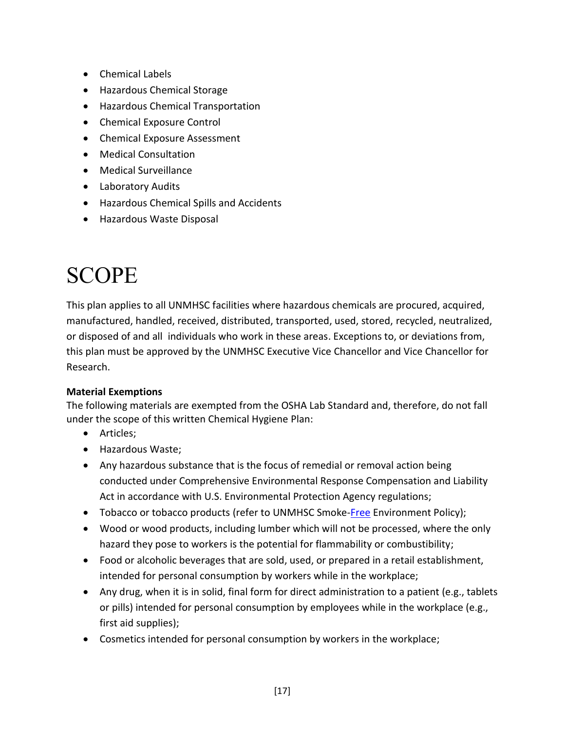- Chemical Labels
- Hazardous Chemical Storage
- Hazardous Chemical Transportation
- Chemical Exposure Control
- Chemical Exposure Assessment
- Medical Consultation
- Medical Surveillance
- Laboratory Audits
- Hazardous Chemical Spills and Accidents
- Hazardous Waste Disposal

# SCOPE

This plan applies to all UNMHSC facilities where hazardous chemicals are procured, acquired, manufactured, handled, received, distributed, transported, used, stored, recycled, neutralized, or disposed of and all individuals who work in these areas. Exceptions to, or deviations from, this plan must be approved by the UNMHSC Executive Vice Chancellor and Vice Chancellor for Research.

**Material Exemptions**

The following materials are exempted from the OSHA Lab Standard and, therefore, do not fall under the scope of this written Chemical Hygiene Plan:

- Articles;
- Hazardous Waste;
- Any hazardous substance that is the focus of remedial or removal action being conducted under Comprehensive Environmental Response Compensation and Liability Act in accordance with U.S. Environmental Protection Agency regulations;
- Tobacco or tobacco products (refer to UNMHSC Smoke-Free Environment Policy);
- Wood or wood products, including lumber which will not be processed, where the only hazard they pose to workers is the potential for flammability or combustibility;
- Food or alcoholic beverages that are sold, used, or prepared in a retail establishment, intended for personal consumption by workers while in the workplace;
- Any drug, when it is in solid, final form for direct administration to a patient (e.g., tablets or pills) intended for personal consumption by employees while in the workplace (e.g., first aid supplies);
- Cosmetics intended for personal consumption by workers in the workplace;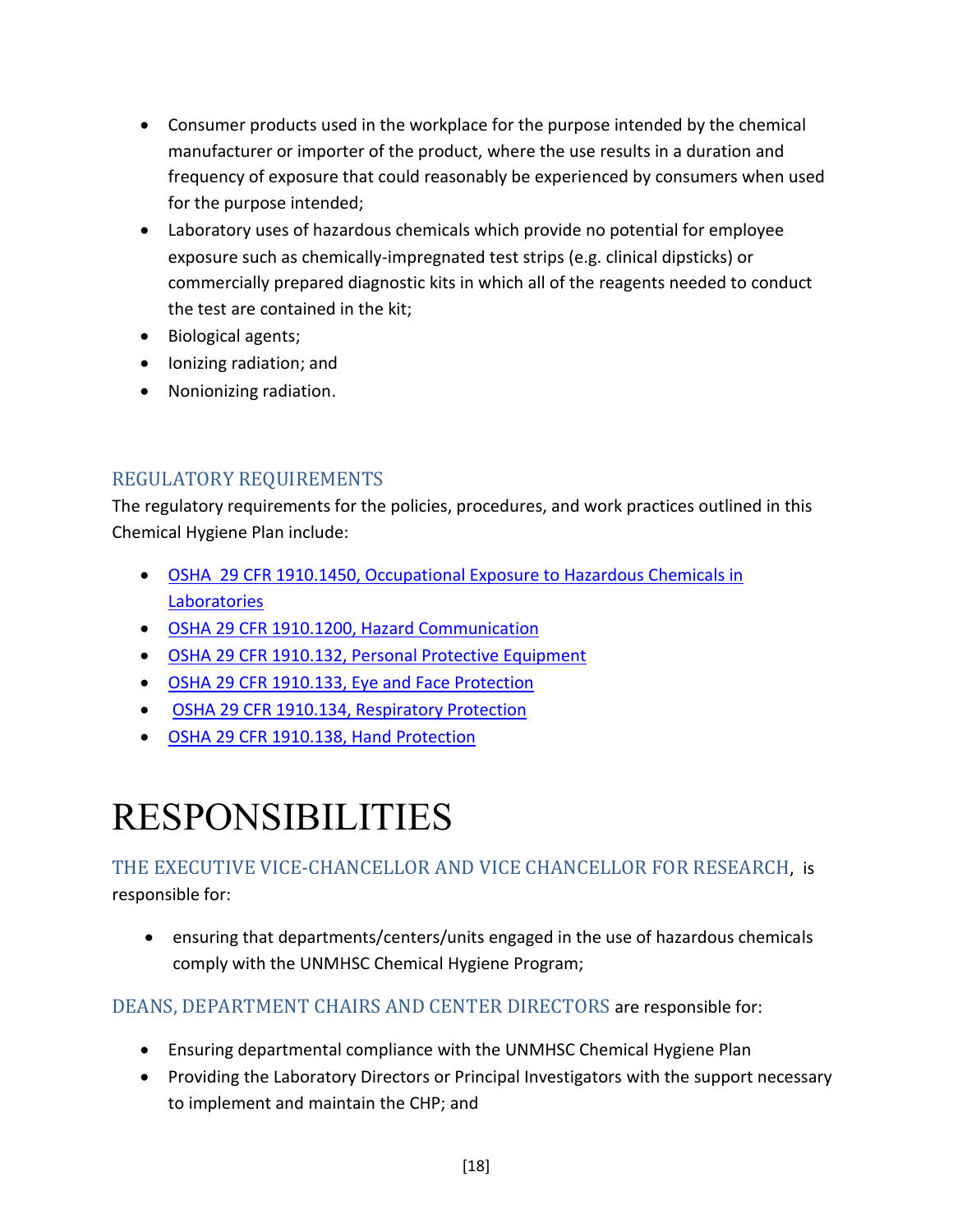- Consumer products used in the workplace for the purpose intended by the chemical manufacturer or importer of the product, where the use results in a duration and frequency of exposure that could reasonably be experienced by consumers when used for the purpose intended;
- Laboratory uses of hazardous chemicals which provide no potential for employee exposure such as chemically-impregnated test strips (e.g. clinical dipsticks) or commercially prepared diagnostic kits in which all of the reagents needed to conduct the test are contained in the kit;
- Biological agents;
- Ionizing radiation; and
- Nonionizing radiation.

## REGULATORY REQUIREMENTS

The regulatory requirements for the policies, procedures, and work practices outlined in this Chemical Hygiene Plan include:

- OSHA 29 CFR 1910.1450, Occupational Exposure to Hazardous Chemicals in Laboratories
- OSHA 29 CFR 1910.1200, Hazard Communication
- OSHA 29 CFR 1910.132, Personal Protective Equipment
- OSHA 29 CFR 1910.133, Eye and Face Protection
- OSHA 29 CFR 1910.134, Respiratory Protection
- OSHA 29 CFR 1910.138, Hand Protection

# RESPONSIBILITIES

**THE EXECUTIVE VICE-CHANCELLOR AND VICE CHANCELLOR FOR RESEARCH**, is responsible for:

- ensuring that departments/centers/units engaged in the use of hazardous chemicals comply with the UNMHSC Chemical Hygiene Program;

**DEANS, DEPARTMENT CHAIRS AND CENTER DIRECTORS** are responsible for:

- Ensuring departmental compliance with the UNMHSC Chemical Hygiene Plan
- Providing the Laboratory Directors or Principal Investigators with the support necessary to implement and maintain the CHP; and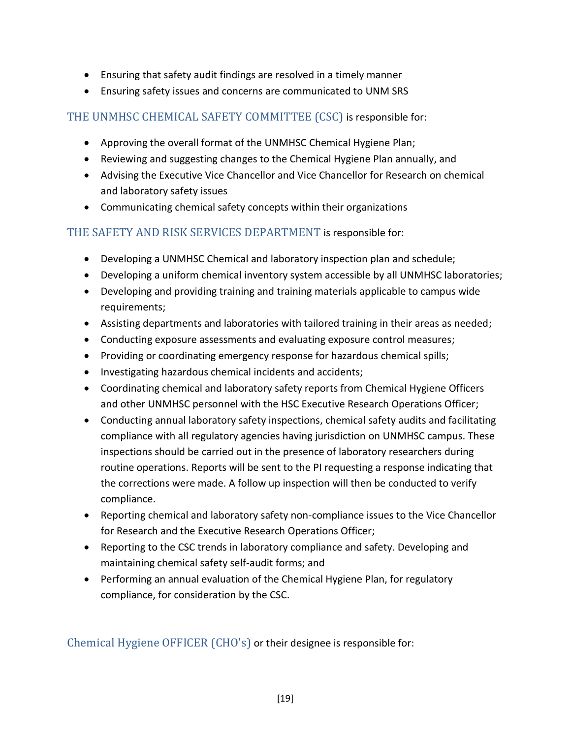- Ensuring that safety audit findings are resolved in a timely manner
- Ensuring safety issues and concerns are communicated to UNM SRS

### THE UNMHSC CHEMICAL SAFETY COMMITTEE (CSC) is responsible for:

- Approving the overall format of the UNMHSC Chemical Hygiene Plan;
- Reviewing and suggesting changes to the Chemical Hygiene Plan annually, and
- Advising the Executive Vice Chancellor and Vice Chancellor for Research on chemical and laboratory safety issues
- Communicating chemical safety concepts within their organizations

### THE SAFETY AND RISK SERVICES DEPARTMENT is responsible for:

- Developing a UNMHSC Chemical and laboratory inspection plan and schedule;
- Developing a uniform chemical inventory system accessible by all UNMHSC laboratories;
- Developing and providing training and training materials applicable to campus wide requirements;
- Assisting departments and laboratories with tailored training in their areas as needed;
- Conducting exposure assessments and evaluating exposure control measures;
- Providing or coordinating emergency response for hazardous chemical spills;
- Investigating hazardous chemical incidents and accidents;
- Coordinating chemical and laboratory safety reports from Chemical Hygiene Officers and other UNMHSC personnel with the HSC Executive Research Operations Officer;
- Conducting annual laboratory safety inspections, chemical safety audits and facilitating compliance with all regulatory agencies having jurisdiction on UNMHSC campus. These inspections should be carried out in the presence of laboratory researchers during routine operations. Reports will be sent to the PI requesting a response indicating that the corrections were made. A follow up inspection will then be conducted to verify compliance.
- Reporting chemical and laboratory safety non-compliance issues to the Vice Chancellor for Research and the Executive Research Operations Officer;
- Reporting to the CSC trends in laboratory compliance and safety. Developing and maintaining chemical safety self-audit forms; and
- Performing an annual evaluation of the Chemical Hygiene Plan, for regulatory compliance, for consideration by the CSC.

### Chemical Hygiene OFFICER (CHO's) or their designee is responsible for: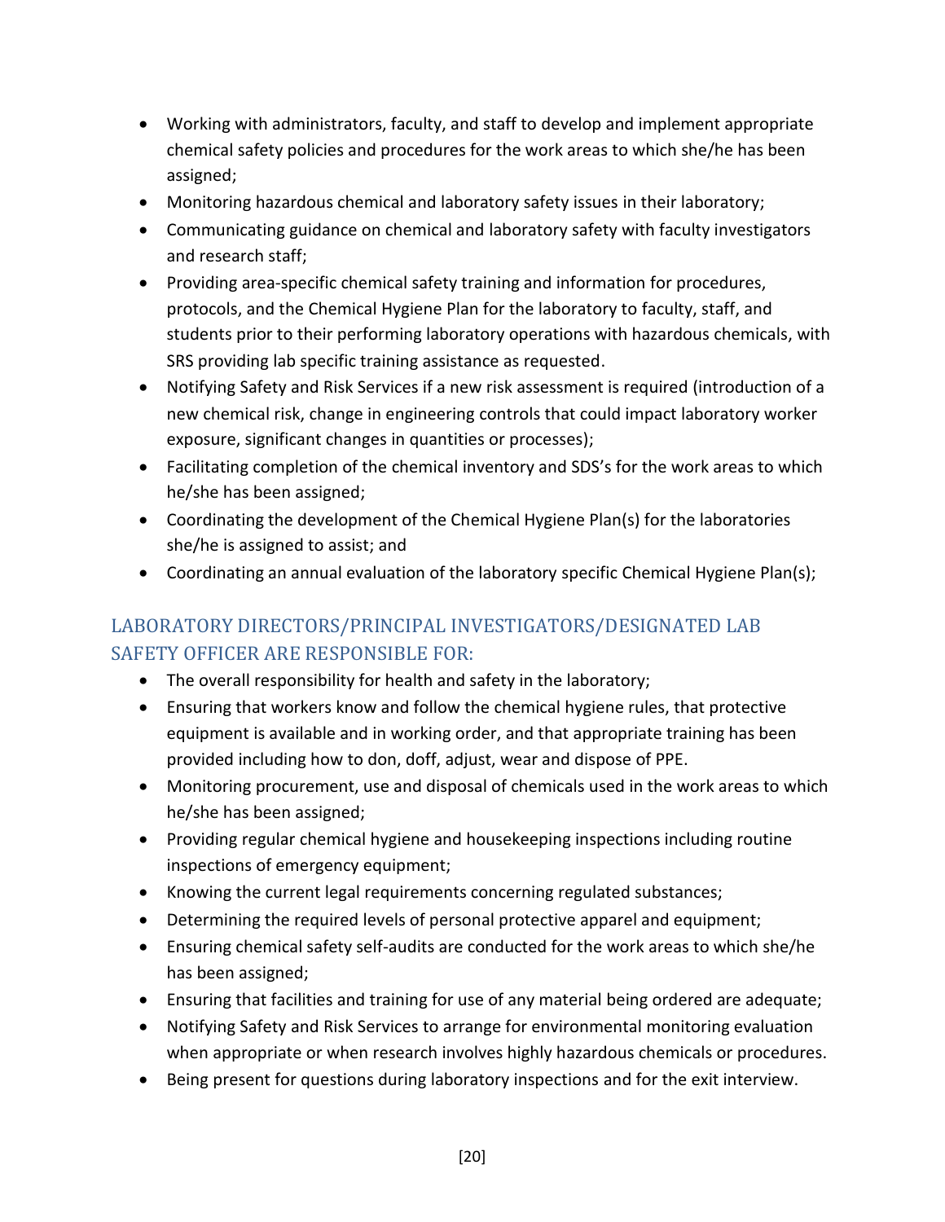- Working with administrators, faculty, and staff to develop and implement appropriate chemical safety policies and procedures for the work areas to which she/he has been assigned;
- Monitoring hazardous chemical and laboratory safety issues in their laboratory;
- Communicating guidance on chemical and laboratory safety with faculty investigators and research staff;
- Providing area-specific chemical safety training and information for procedures, protocols, and the Chemical Hygiene Plan for the laboratory to faculty, staff, and students prior to their performing laboratory operations with hazardous chemicals, with SRS providing lab specific training assistance as requested.
- Notifying Safety and Risk Services if a new risk assessment is required (introduction of a new chemical risk, change in engineering controls that could impact laboratory worker exposure, significant changes in quantities or processes);
- Facilitating completion of the chemical inventory and SDS's for the work areas to which he/she has been assigned;
- Coordinating the development of the Chemical Hygiene Plan(s) for the laboratories she/he is assigned to assist; and
- Coordinating an annual evaluation of the laboratory specific Chemical Hygiene Plan(s);

## LABORATORY DIRECTORS/PRINCIPAL INVESTIGATORS/DESIGNATED LAB SAFETY OFFICER ARE RESPONSIBLE FOR:

- The overall responsibility for health and safety in the laboratory;
- Ensuring that workers know and follow the chemical hygiene rules, that protective equipment is available and in working order, and that appropriate training has been provided including how to don, doff, adjust, wear and dispose of PPE.
- Monitoring procurement, use and disposal of chemicals used in the work areas to which he/she has been assigned;
- Providing regular chemical hygiene and housekeeping inspections including routine inspections of emergency equipment;
- Knowing the current legal requirements concerning regulated substances;
- Determining the required levels of personal protective apparel and equipment;
- Ensuring chemical safety self-audits are conducted for the work areas to which she/he has been assigned;
- Ensuring that facilities and training for use of any material being ordered are adequate;
- Notifying Safety and Risk Services to arrange for environmental monitoring evaluation when appropriate or when research involves highly hazardous chemicals or procedures.
- Being present for questions during laboratory inspections and for the exit interview.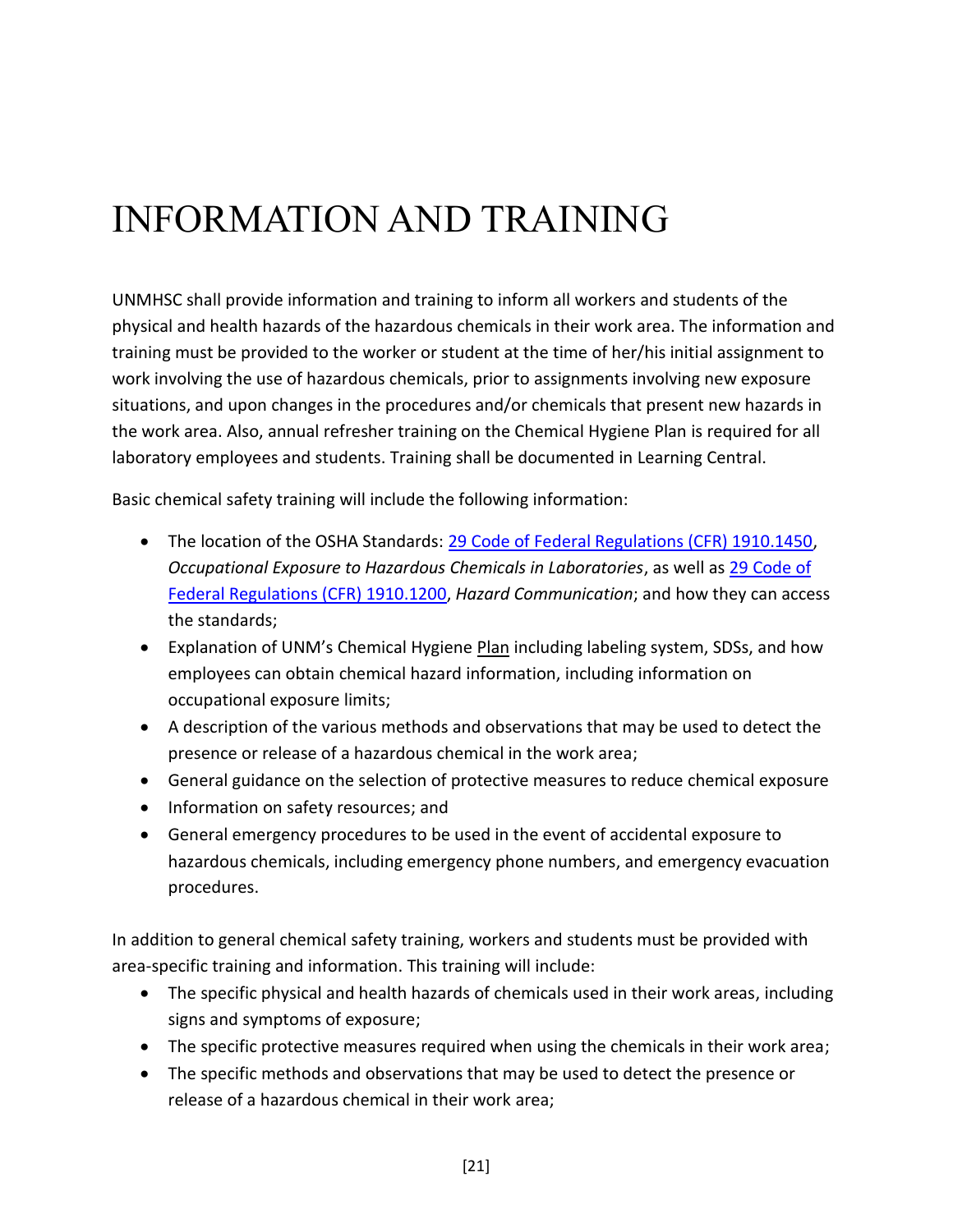# INFORMATION AND TRAINING

UNMHSC shall provide information and training to inform all workers and students of the physical and health hazards of the hazardous chemicals in their work area. The information and training must be provided to the worker or student at the time of her/his initial assignment to work involving the use of hazardous chemicals, prior to assignments involving new exposure situations, and upon changes in the procedures and/or chemicals that present new hazards in the work area. Also, annual refresher training on the Chemical Hygiene Plan is required for all laboratory employees and students. Training shall be documented in Learning Central.

Basic chemical safety training will include the following information:

- The location of the OSHA Standards: 29 Code of Federal Regulations (CFR) 1910.1450, *Occupational Exposure to Hazardous Chemicals in Laboratories*, as well as 29 Code of Federal Regulations (CFR) 1910.1200, *Hazard Communication*; and how they can access the standards;
- Explanation of UNM's Chemical Hygiene Plan including labeling system, SDSs, and how employees can obtain chemical hazard information, including information on occupational exposure limits;
- A description of the various methods and observations that may be used to detect the presence or release of a hazardous chemical in the work area;
- General guidance on the selection of protective measures to reduce chemical exposure
- Information on safety resources; and
- General emergency procedures to be used in the event of accidental exposure to hazardous chemicals, including emergency phone numbers, and emergency evacuation procedures.

In addition to general chemical safety training, workers and students must be provided with area-specific training and information. This training will include:

- The specific physical and health hazards of chemicals used in their work areas, including signs and symptoms of exposure;
- The specific protective measures required when using the chemicals in their work area;
- The specific methods and observations that may be used to detect the presence or release of a hazardous chemical in their work area;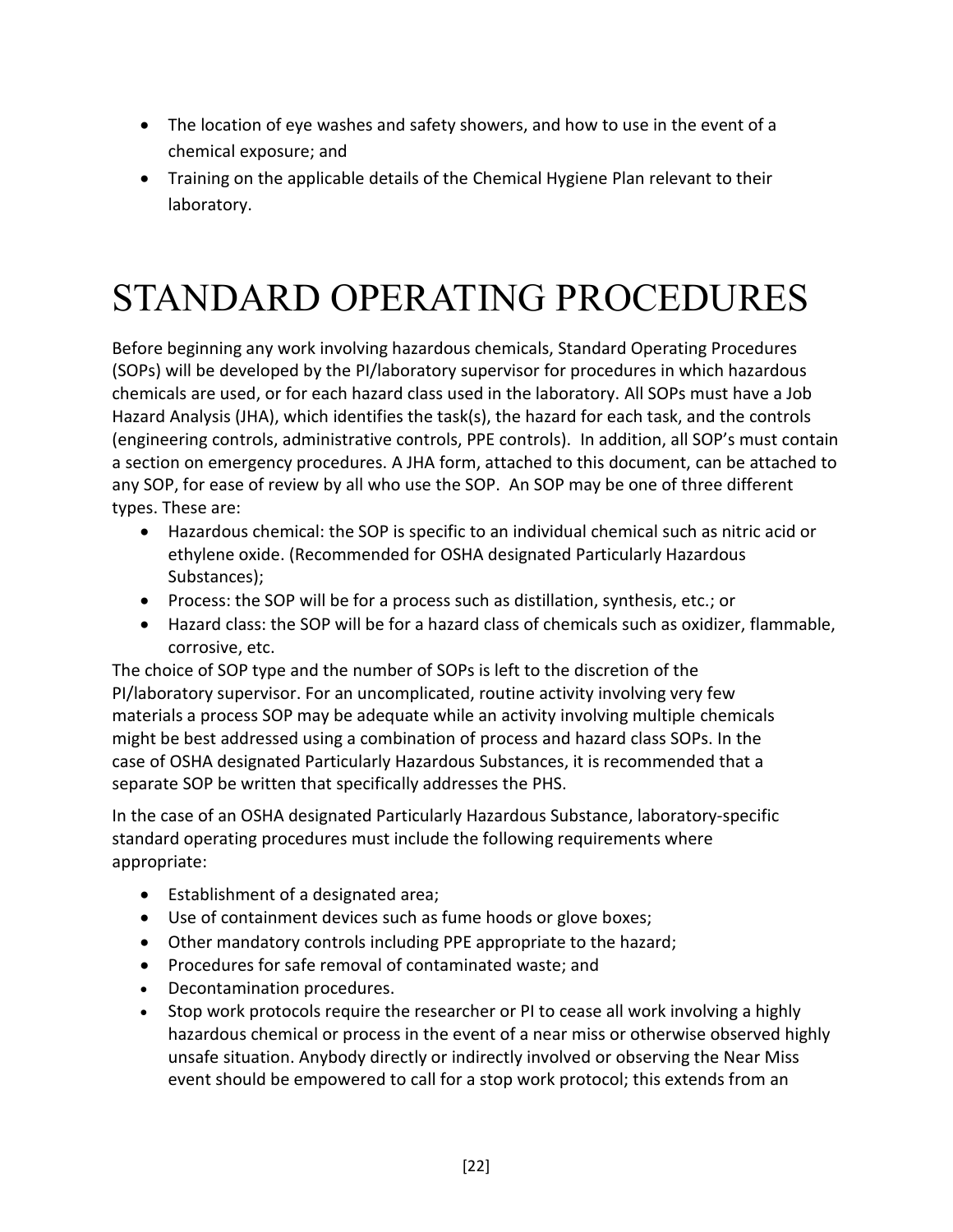- The location of eye washes and safety showers, and how to use in the event of a chemical exposure; and
- Training on the applicable details of the Chemical Hygiene Plan relevant to their laboratory.

# STANDARD OPERATING PROCEDURES

Before beginning any work involving hazardous chemicals, Standard Operating Procedures (SOPs) will be developed by the PI/laboratory supervisor for procedures in which hazardous chemicals are used, or for each hazard class used in the laboratory. All SOPs must have a Job Hazard Analysis (JHA), which identifies the task(s), the hazard for each task, and the controls (engineering controls, administrative controls, PPE controls). In addition, all SOP's must contain a section on emergency procedures. A JHA form, attached to this document, can be attached to any SOP, for ease of review by all who use the SOP. An SOP may be one of three different types. These are:

- Hazardous chemical: the SOP is specific to an individual chemical such as nitric acid or ethylene oxide. (Recommended for OSHA designated Particularly Hazardous Substances);
- Process: the SOP will be for a process such as distillation, synthesis, etc.; or
- Hazard class: the SOP will be for a hazard class of chemicals such as oxidizer, flammable, corrosive, etc.

The choice of SOP type and the number of SOPs is left to the discretion of the PI/laboratory supervisor. For an uncomplicated, routine activity involving very few materials a process SOP may be adequate while an activity involving multiple chemicals might be best addressed using a combination of process and hazard class SOPs. In the case of OSHA designated Particularly Hazardous Substances, it is recommended that a separate SOP be written that specifically addresses the PHS.

In the case of an OSHA designated Particularly Hazardous Substance, laboratory-specific standard operating procedures must include the following requirements where appropriate:

- Establishment of a designated area;
- Use of containment devices such as fume hoods or glove boxes;
- Other mandatory controls including PPE appropriate to the hazard;
- Procedures for safe removal of contaminated waste; and
- Decontamination procedures.
- Stop work protocols require the researcher or PI to cease all work involving a highly hazardous chemical or process in the event of a near miss or otherwise observed highly unsafe situation. Anybody directly or indirectly involved or observing the Near Miss event should be empowered to call for a stop work protocol; this extends from an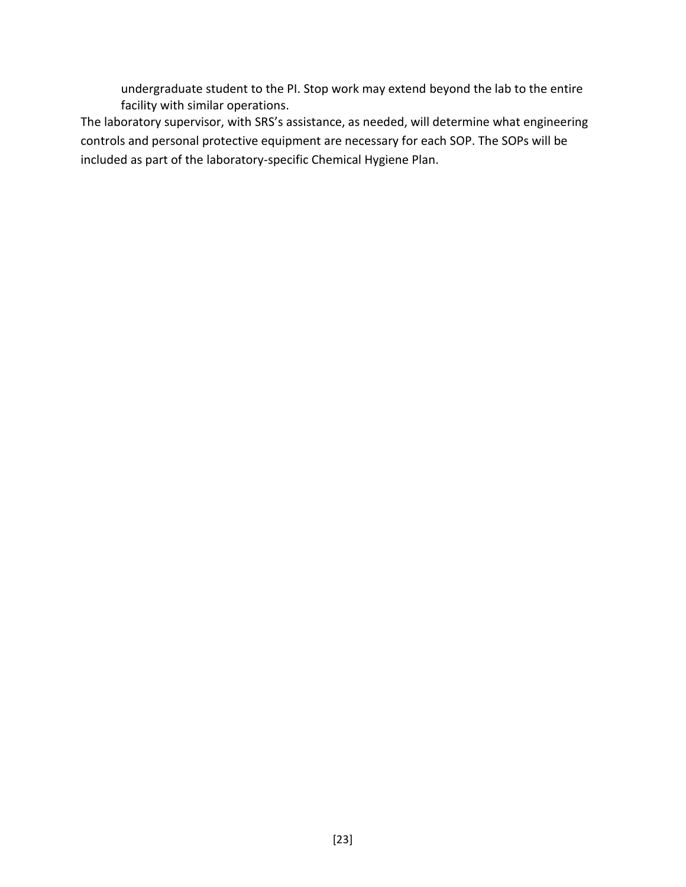undergraduate student to the PI. Stop work may extend beyond the lab to the entire facility with similar operations.

The laboratory supervisor, with SRS's assistance, as needed, will determine what engineering controls and personal protective equipment are necessary for each SOP. The SOPs will be included as part of the laboratory-specific Chemical Hygiene Plan.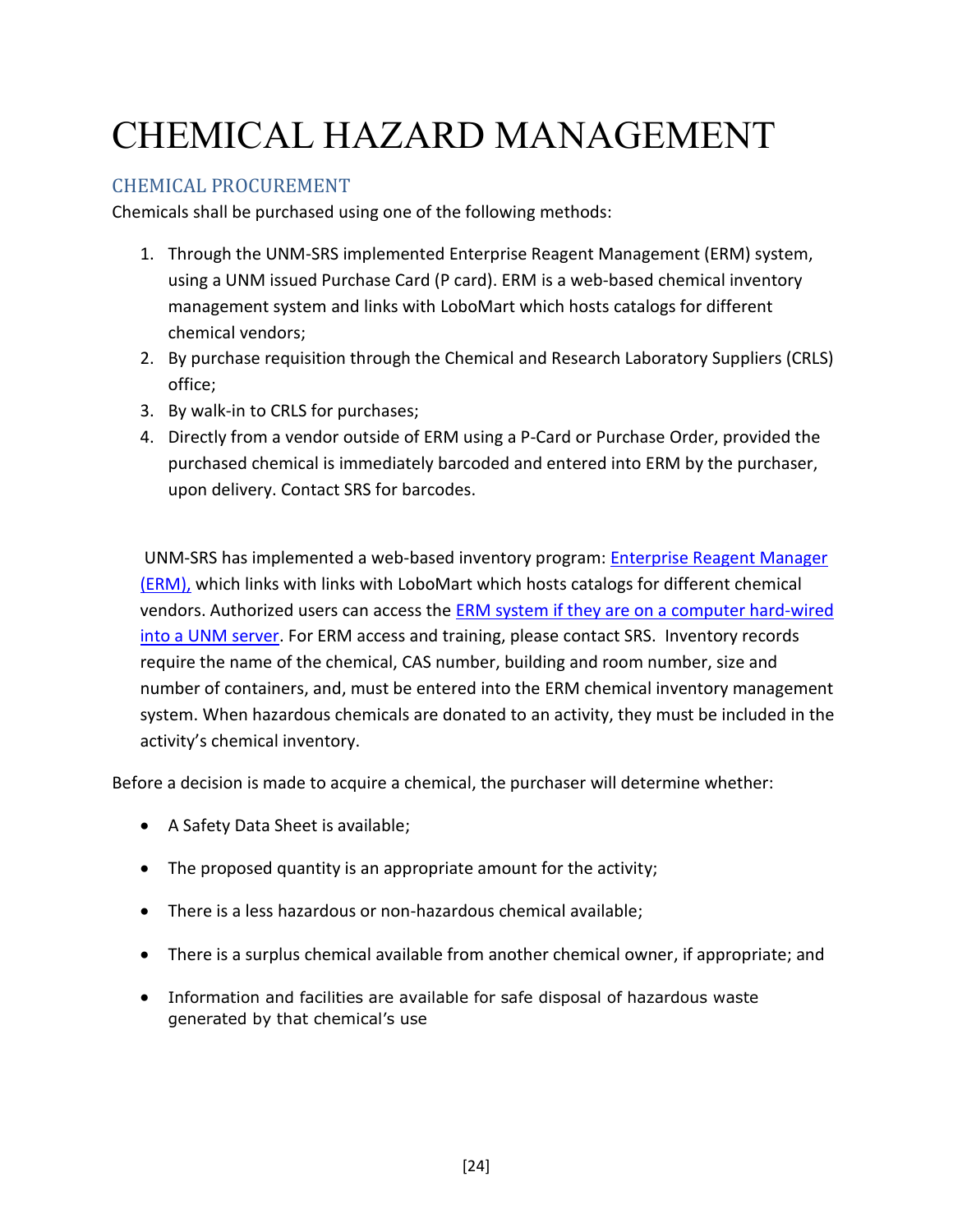# CHEMICAL HAZARD MANAGEMENT

## CHEMICAL PROCUREMENT

Chemicals shall be purchased using one of the following methods:

1. Through the UNM-SRS implemented Enterprise Reagent Management (ERM) system, using a UNM issued Purchase Card (P card). ERM is a web-based chemical inventory management system and links with LoboMart which hosts catalogs for different chemical vendors;
2. By purchase requisition through the Chemical and Research Laboratory Suppliers (CRLS) office;
3. By walk-in to CRLS for purchases;
4. Directly from a vendor outside of ERM using a P-Card or Purchase Order, provided the purchased chemical is immediately barcoded and entered into ERM by the purchaser, upon delivery. Contact SRS for barcodes.

UNM-SRS has implemented a web-based inventory program: Enterprise Reagent Manager (ERM), which links with links with LoboMart which hosts catalogs for different chemical vendors. Authorized users can access the ERM system if they are on a computer hard-wired into a UNM server. For ERM access and training, please contact SRS. Inventory records require the name of the chemical, CAS number, building and room number, size and number of containers, and, must be entered into the ERM chemical inventory management system. When hazardous chemicals are donated to an activity, they must be included in the activity's chemical inventory.

Before a decision is made to acquire a chemical, the purchaser will determine whether:

- A Safety Data Sheet is available;
- The proposed quantity is an appropriate amount for the activity;
- There is a less hazardous or non-hazardous chemical available;
- There is a surplus chemical available from another chemical owner, if appropriate; and
- Information and facilities are available for safe disposal of hazardous waste generated by that chemical's use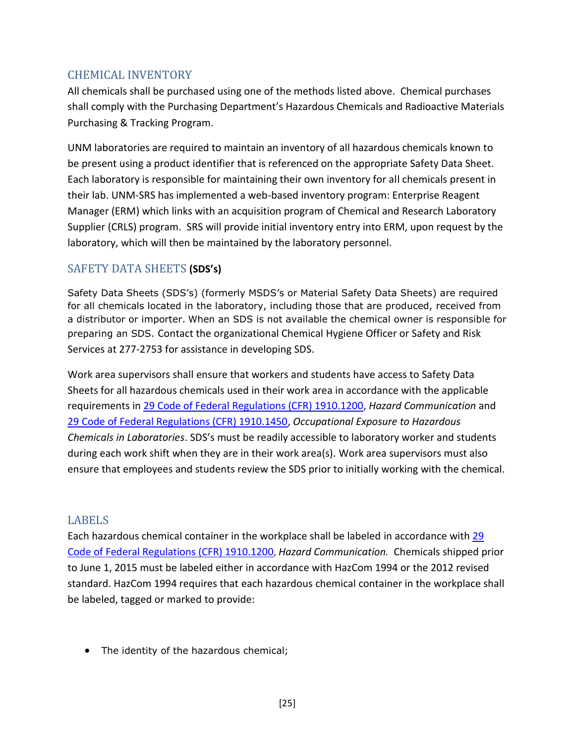## CHEMICAL INVENTORY

All chemicals shall be purchased using one of the methods listed above. Chemical purchases shall comply with the Purchasing Department's Hazardous Chemicals and Radioactive Materials Purchasing & Tracking Program.

UNM laboratories are required to maintain an inventory of all hazardous chemicals known to be present using a product identifier that is referenced on the appropriate Safety Data Sheet. Each laboratory is responsible for maintaining their own inventory for all chemicals present in their lab. UNM-SRS has implemented a web-based inventory program: Enterprise Reagent Manager (ERM) which links with an acquisition program of Chemical and Research Laboratory Supplier (CRLS) program. SRS will provide initial inventory entry into ERM, upon request by the laboratory, which will then be maintained by the laboratory personnel.

## SAFETY DATA SHEETS **(SDS's)**

Safety Data Sheets (SDS's) (formerly MSDS's or Material Safety Data Sheets) are required for all chemicals located in the laboratory, including those that are produced, received from a distributor or importer. When an SDS is not available the chemical owner is responsible for preparing an SDS. Contact the organizational Chemical Hygiene Officer or Safety and Risk Services at 277-2753 for assistance in developing SDS.

Work area supervisors shall ensure that workers and students have access to Safety Data Sheets for all hazardous chemicals used in their work area in accordance with the applicable requirements in 29 Code of Federal Regulations (CFR) 1910.1200, *Hazard Communication* and 29 Code of Federal Regulations (CFR) 1910.1450, *Occupational Exposure to Hazardous Chemicals in Laboratories*. SDS's must be readily accessible to laboratory worker and students during each work shift when they are in their work area(s). Work area supervisors must also ensure that employees and students review the SDS prior to initially working with the chemical.

## LABELS

Each hazardous chemical container in the workplace shall be labeled in accordance with 29 Code of Federal Regulations (CFR) 1910.1200, *Hazard Communication.* Chemicals shipped prior to June 1, 2015 must be labeled either in accordance with HazCom 1994 or the 2012 revised standard. HazCom 1994 requires that each hazardous chemical container in the workplace shall be labeled, tagged or marked to provide:

- The identity of the hazardous chemical;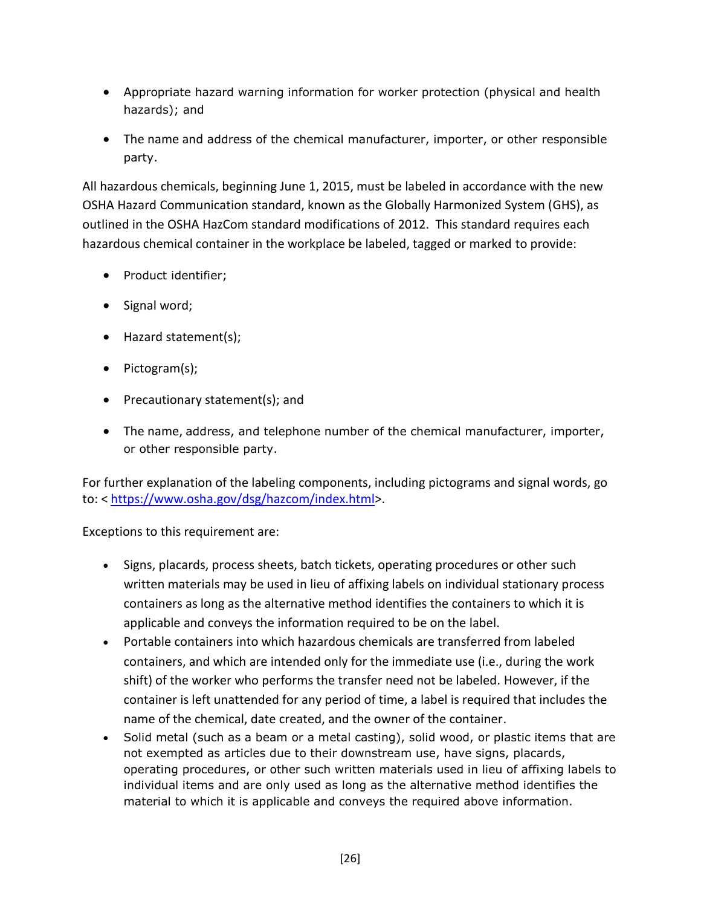- Appropriate hazard warning information for worker protection (physical and health hazards); and
- The name and address of the chemical manufacturer, importer, or other responsible party.

All hazardous chemicals, beginning June 1, 2015, must be labeled in accordance with the new OSHA Hazard Communication standard, known as the Globally Harmonized System (GHS), as outlined in the OSHA HazCom standard modifications of 2012. This standard requires each hazardous chemical container in the workplace be labeled, tagged or marked to provide:

- Product identifier;
- Signal word;
- Hazard statement(s);
- Pictogram(s);
- Precautionary statement(s); and
- The name, address, and telephone number of the chemical manufacturer, importer, or other responsible party.

For further explanation of the labeling components, including pictograms and signal words, go to: < https://www.osha.gov/dsg/hazcom/index.html>.

Exceptions to this requirement are:

- Signs, placards, process sheets, batch tickets, operating procedures or other such written materials may be used in lieu of affixing labels on individual stationary process containers as long as the alternative method identifies the containers to which it is applicable and conveys the information required to be on the label.
- Portable containers into which hazardous chemicals are transferred from labeled containers, and which are intended only for the immediate use (i.e., during the work shift) of the worker who performs the transfer need not be labeled. However, if the container is left unattended for any period of time, a label is required that includes the name of the chemical, date created, and the owner of the container.
- Solid metal (such as a beam or a metal casting), solid wood, or plastic items that are not exempted as articles due to their downstream use, have signs, placards, operating procedures, or other such written materials used in lieu of affixing labels to individual items and are only used as long as the alternative method identifies the material to which it is applicable and conveys the required above information.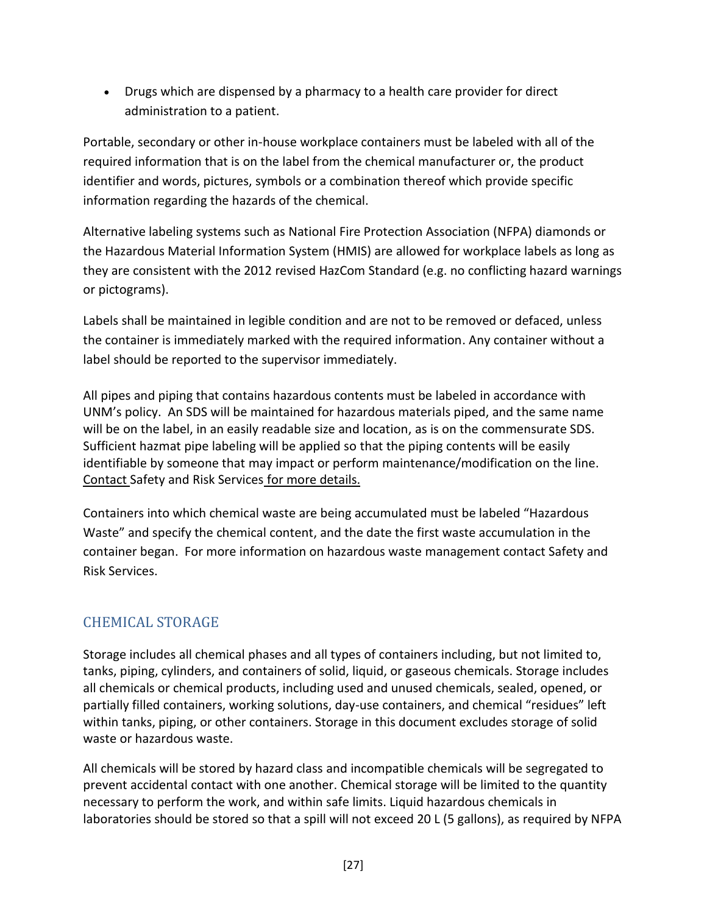- Drugs which are dispensed by a pharmacy to a health care provider for direct administration to a patient.

Portable, secondary or other in-house workplace containers must be labeled with all of the required information that is on the label from the chemical manufacturer or, the product identifier and words, pictures, symbols or a combination thereof which provide specific information regarding the hazards of the chemical.

Alternative labeling systems such as National Fire Protection Association (NFPA) diamonds or the Hazardous Material Information System (HMIS) are allowed for workplace labels as long as they are consistent with the 2012 revised HazCom Standard (e.g. no conflicting hazard warnings or pictograms).

Labels shall be maintained in legible condition and are not to be removed or defaced, unless the container is immediately marked with the required information. Any container without a label should be reported to the supervisor immediately.

All pipes and piping that contains hazardous contents must be labeled in accordance with UNM's policy. An SDS will be maintained for hazardous materials piped, and the same name will be on the label, in an easily readable size and location, as is on the commensurate SDS. Sufficient hazmat pipe labeling will be applied so that the piping contents will be easily identifiable by someone that may impact or perform maintenance/modification on the line. Contact Safety and Risk Services for more details.

Containers into which chemical waste are being accumulated must be labeled "Hazardous Waste" and specify the chemical content, and the date the first waste accumulation in the container began. For more information on hazardous waste management contact Safety and Risk Services.

## CHEMICAL STORAGE

Storage includes all chemical phases and all types of containers including, but not limited to, tanks, piping, cylinders, and containers of solid, liquid, or gaseous chemicals. Storage includes all chemicals or chemical products, including used and unused chemicals, sealed, opened, or partially filled containers, working solutions, day-use containers, and chemical "residues" left within tanks, piping, or other containers. Storage in this document excludes storage of solid waste or hazardous waste.

All chemicals will be stored by hazard class and incompatible chemicals will be segregated to prevent accidental contact with one another. Chemical storage will be limited to the quantity necessary to perform the work, and within safe limits. Liquid hazardous chemicals in laboratories should be stored so that a spill will not exceed 20 L (5 gallons), as required by NFPA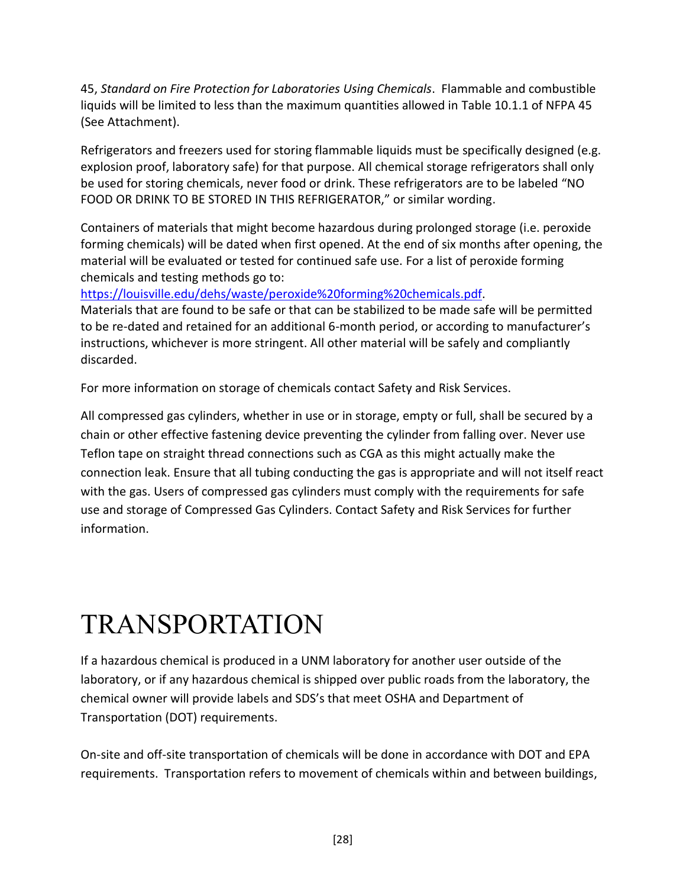45, *Standard on Fire Protection for Laboratories Using Chemicals*. Flammable and combustible liquids will be limited to less than the maximum quantities allowed in Table 10.1.1 of NFPA 45 (See Attachment).

Refrigerators and freezers used for storing flammable liquids must be specifically designed (e.g. explosion proof, laboratory safe) for that purpose. All chemical storage refrigerators shall only be used for storing chemicals, never food or drink. These refrigerators are to be labeled "NO FOOD OR DRINK TO BE STORED IN THIS REFRIGERATOR," or similar wording.

Containers of materials that might become hazardous during prolonged storage (i.e. peroxide forming chemicals) will be dated when first opened. At the end of six months after opening, the material will be evaluated or tested for continued safe use. For a list of peroxide forming chemicals and testing methods go to:
[https://louisville.edu/dehs/waste/peroxide%20forming%20chemicals.pdf](https://louisville.edu/dehs/waste/peroxide%20forming%20chemicals.pdf).
Materials that are found to be safe or that can be stabilized to be made safe will be permitted to be re-dated and retained for an additional 6-month period, or according to manufacturer's instructions, whichever is more stringent. All other material will be safely and compliantly discarded.

For more information on storage of chemicals contact Safety and Risk Services.

All compressed gas cylinders, whether in use or in storage, empty or full, shall be secured by a chain or other effective fastening device preventing the cylinder from falling over. Never use Teflon tape on straight thread connections such as CGA as this might actually make the connection leak. Ensure that all tubing conducting the gas is appropriate and will not itself react with the gas. Users of compressed gas cylinders must comply with the requirements for safe use and storage of Compressed Gas Cylinders. Contact Safety and Risk Services for further information.

# TRANSPORTATION

If a hazardous chemical is produced in a UNM laboratory for another user outside of the laboratory, or if any hazardous chemical is shipped over public roads from the laboratory, the chemical owner will provide labels and SDS's that meet OSHA and Department of Transportation (DOT) requirements.

On-site and off-site transportation of chemicals will be done in accordance with DOT and EPA requirements. Transportation refers to movement of chemicals within and between buildings,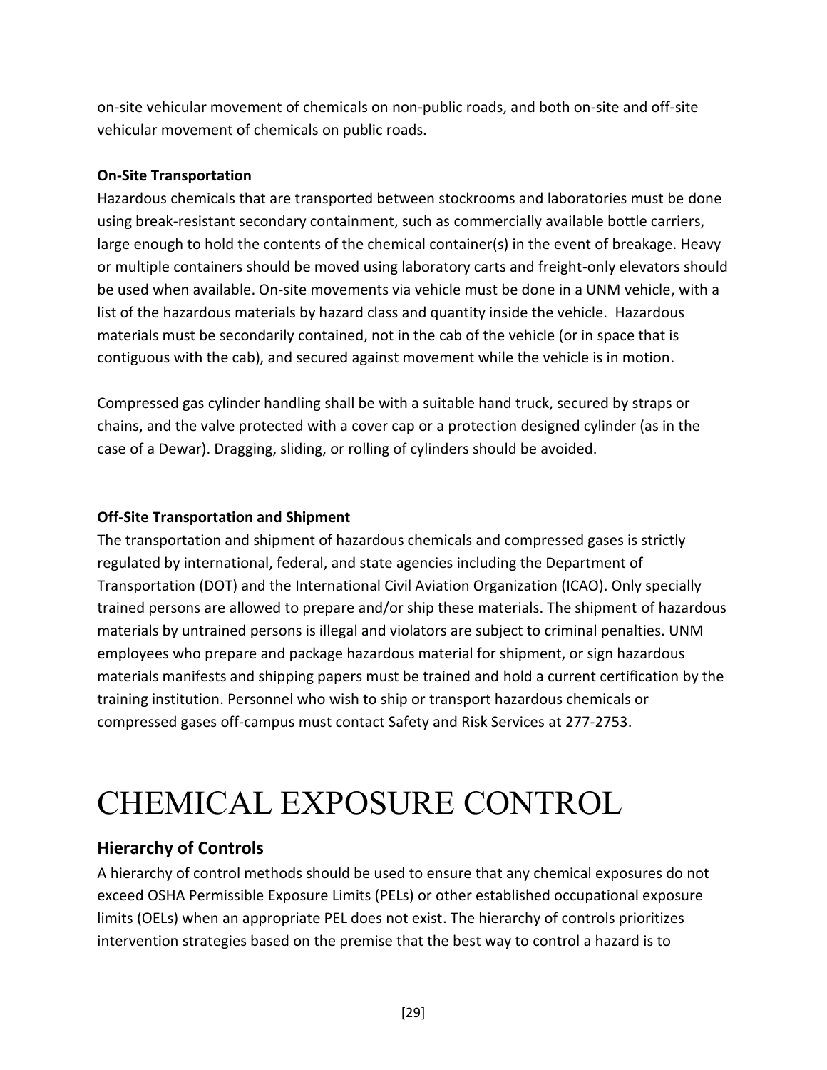on-site vehicular movement of chemicals on non-public roads, and both on-site and off-site vehicular movement of chemicals on public roads.

**On-Site Transportation**

Hazardous chemicals that are transported between stockrooms and laboratories must be done using break-resistant secondary containment, such as commercially available bottle carriers, large enough to hold the contents of the chemical container(s) in the event of breakage. Heavy or multiple containers should be moved using laboratory carts and freight-only elevators should be used when available. On-site movements via vehicle must be done in a UNM vehicle, with a list of the hazardous materials by hazard class and quantity inside the vehicle. Hazardous materials must be secondarily contained, not in the cab of the vehicle (or in space that is contiguous with the cab), and secured against movement while the vehicle is in motion.

Compressed gas cylinder handling shall be with a suitable hand truck, secured by straps or chains, and the valve protected with a cover cap or a protection designed cylinder (as in the case of a Dewar). Dragging, sliding, or rolling of cylinders should be avoided.

**Off-Site Transportation and Shipment**

The transportation and shipment of hazardous chemicals and compressed gases is strictly regulated by international, federal, and state agencies including the Department of Transportation (DOT) and the International Civil Aviation Organization (ICAO). Only specially trained persons are allowed to prepare and/or ship these materials. The shipment of hazardous materials by untrained persons is illegal and violators are subject to criminal penalties. UNM employees who prepare and package hazardous material for shipment, or sign hazardous materials manifests and shipping papers must be trained and hold a current certification by the training institution. Personnel who wish to ship or transport hazardous chemicals or compressed gases off-campus must contact Safety and Risk Services at 277-2753.

# CHEMICAL EXPOSURE CONTROL

## Hierarchy of Controls

A hierarchy of control methods should be used to ensure that any chemical exposures do not exceed OSHA Permissible Exposure Limits (PELs) or other established occupational exposure limits (OELs) when an appropriate PEL does not exist. The hierarchy of controls prioritizes intervention strategies based on the premise that the best way to control a hazard is to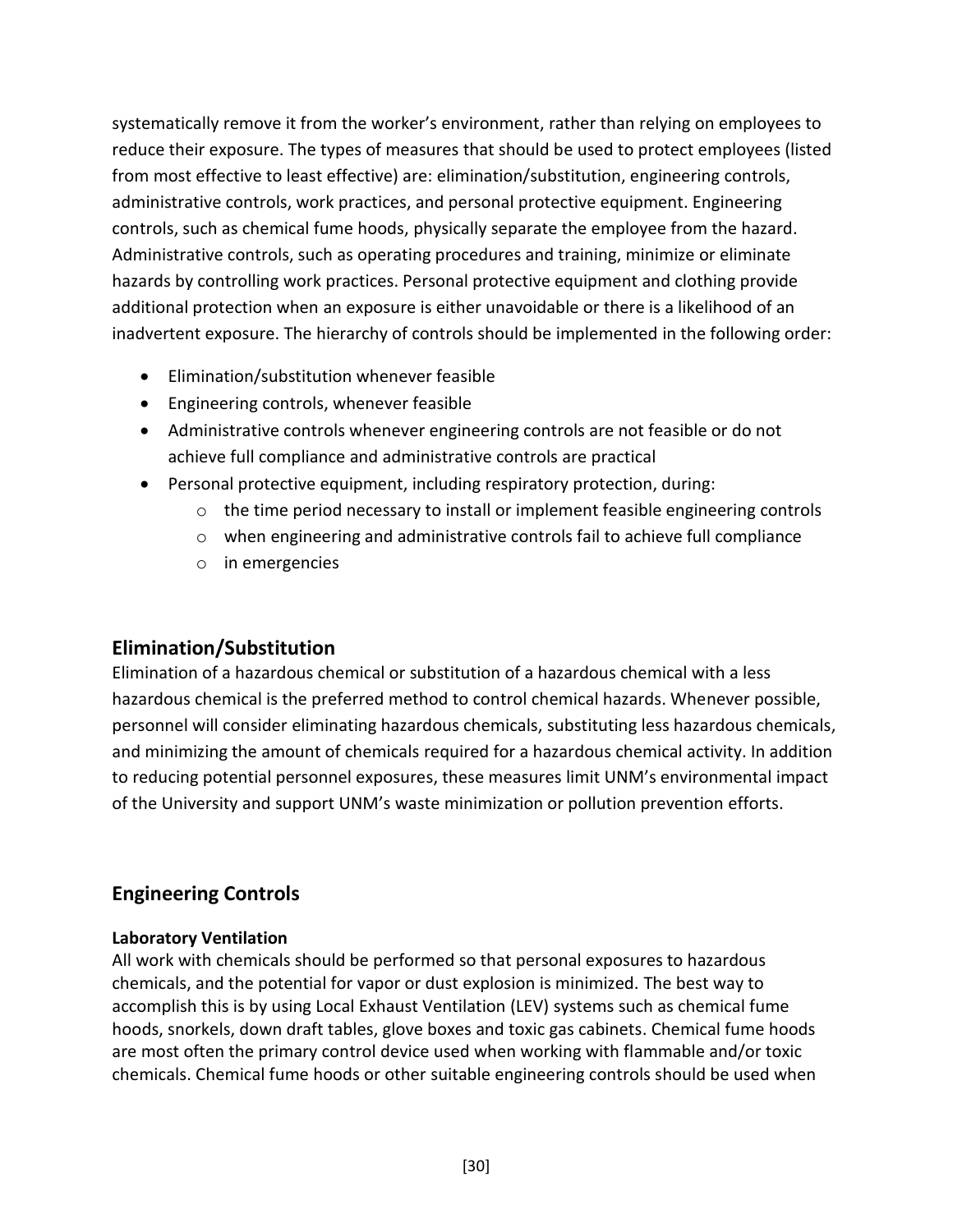systematically remove it from the worker's environment, rather than relying on employees to reduce their exposure. The types of measures that should be used to protect employees (listed from most effective to least effective) are: elimination/substitution, engineering controls, administrative controls, work practices, and personal protective equipment. Engineering controls, such as chemical fume hoods, physically separate the employee from the hazard. Administrative controls, such as operating procedures and training, minimize or eliminate hazards by controlling work practices. Personal protective equipment and clothing provide additional protection when an exposure is either unavoidable or there is a likelihood of an inadvertent exposure. The hierarchy of controls should be implemented in the following order:

- Elimination/substitution whenever feasible
- Engineering controls, whenever feasible
- Administrative controls whenever engineering controls are not feasible or do not achieve full compliance and administrative controls are practical
- Personal protective equipment, including respiratory protection, during:
  - the time period necessary to install or implement feasible engineering controls
  - when engineering and administrative controls fail to achieve full compliance
  - in emergencies

## Elimination/Substitution

Elimination of a hazardous chemical or substitution of a hazardous chemical with a less hazardous chemical is the preferred method to control chemical hazards. Whenever possible, personnel will consider eliminating hazardous chemicals, substituting less hazardous chemicals, and minimizing the amount of chemicals required for a hazardous chemical activity. In addition to reducing potential personnel exposures, these measures limit UNM's environmental impact of the University and support UNM's waste minimization or pollution prevention efforts.

## Engineering Controls

### Laboratory Ventilation

All work with chemicals should be performed so that personal exposures to hazardous chemicals, and the potential for vapor or dust explosion is minimized. The best way to accomplish this is by using Local Exhaust Ventilation (LEV) systems such as chemical fume hoods, snorkels, down draft tables, glove boxes and toxic gas cabinets. Chemical fume hoods are most often the primary control device used when working with flammable and/or toxic chemicals. Chemical fume hoods or other suitable engineering controls should be used when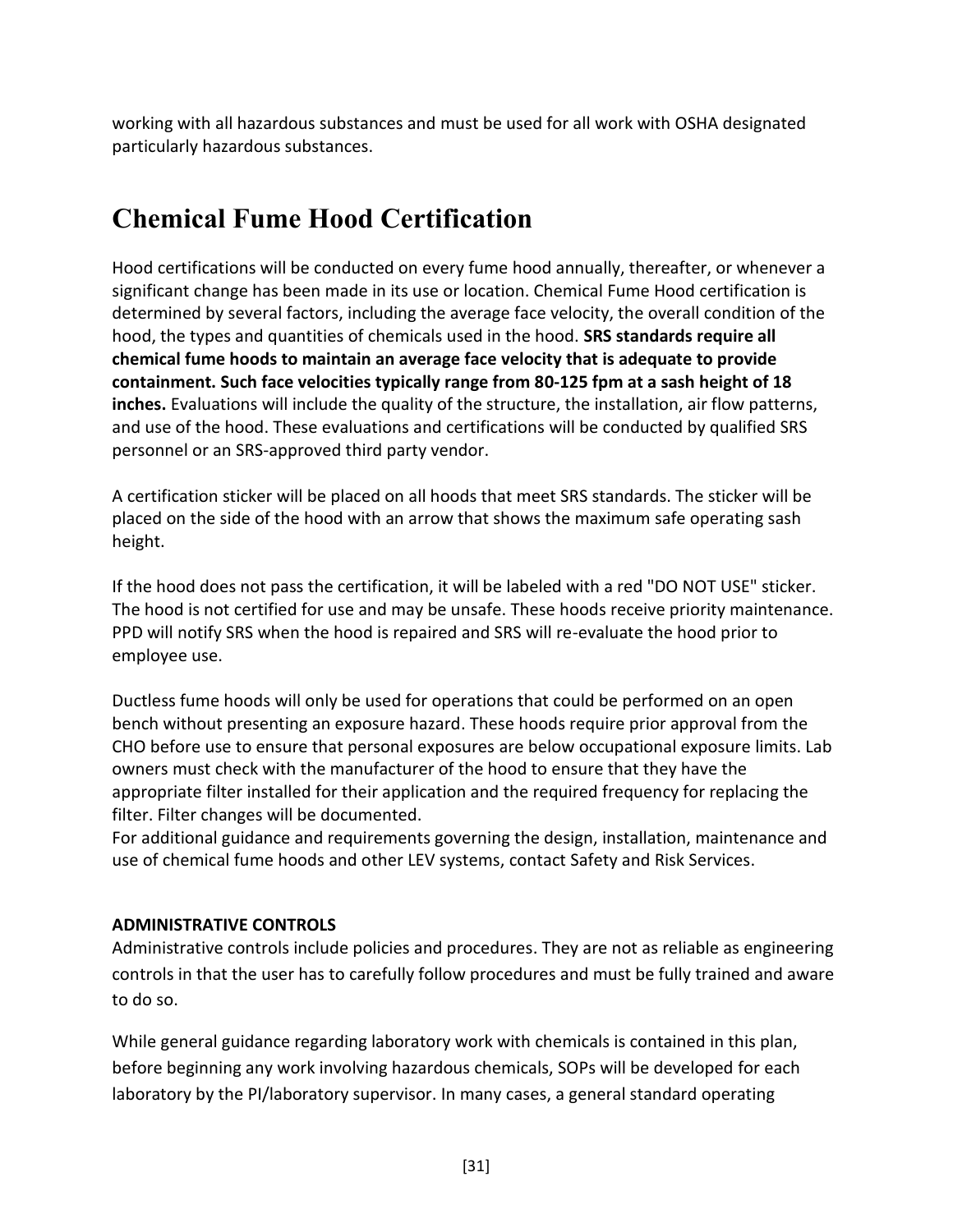working with all hazardous substances and must be used for all work with OSHA designated particularly hazardous substances.

# Chemical Fume Hood Certification

Hood certifications will be conducted on every fume hood annually, thereafter, or whenever a significant change has been made in its use or location. Chemical Fume Hood certification is determined by several factors, including the average face velocity, the overall condition of the hood, the types and quantities of chemicals used in the hood. **SRS standards require all chemical fume hoods to maintain an average face velocity that is adequate to provide containment. Such face velocities typically range from 80-125 fpm at a sash height of 18 inches.** Evaluations will include the quality of the structure, the installation, air flow patterns, and use of the hood. These evaluations and certifications will be conducted by qualified SRS personnel or an SRS-approved third party vendor.

A certification sticker will be placed on all hoods that meet SRS standards. The sticker will be placed on the side of the hood with an arrow that shows the maximum safe operating sash height.

If the hood does not pass the certification, it will be labeled with a red "DO NOT USE" sticker. The hood is not certified for use and may be unsafe. These hoods receive priority maintenance. PPD will notify SRS when the hood is repaired and SRS will re-evaluate the hood prior to employee use.

Ductless fume hoods will only be used for operations that could be performed on an open bench without presenting an exposure hazard. These hoods require prior approval from the CHO before use to ensure that personal exposures are below occupational exposure limits. Lab owners must check with the manufacturer of the hood to ensure that they have the appropriate filter installed for their application and the required frequency for replacing the filter. Filter changes will be documented.
For additional guidance and requirements governing the design, installation, maintenance and use of chemical fume hoods and other LEV systems, contact Safety and Risk Services.

**ADMINISTRATIVE CONTROLS**

Administrative controls include policies and procedures. They are not as reliable as engineering controls in that the user has to carefully follow procedures and must be fully trained and aware to do so.

While general guidance regarding laboratory work with chemicals is contained in this plan, before beginning any work involving hazardous chemicals, SOPs will be developed for each laboratory by the PI/laboratory supervisor. In many cases, a general standard operating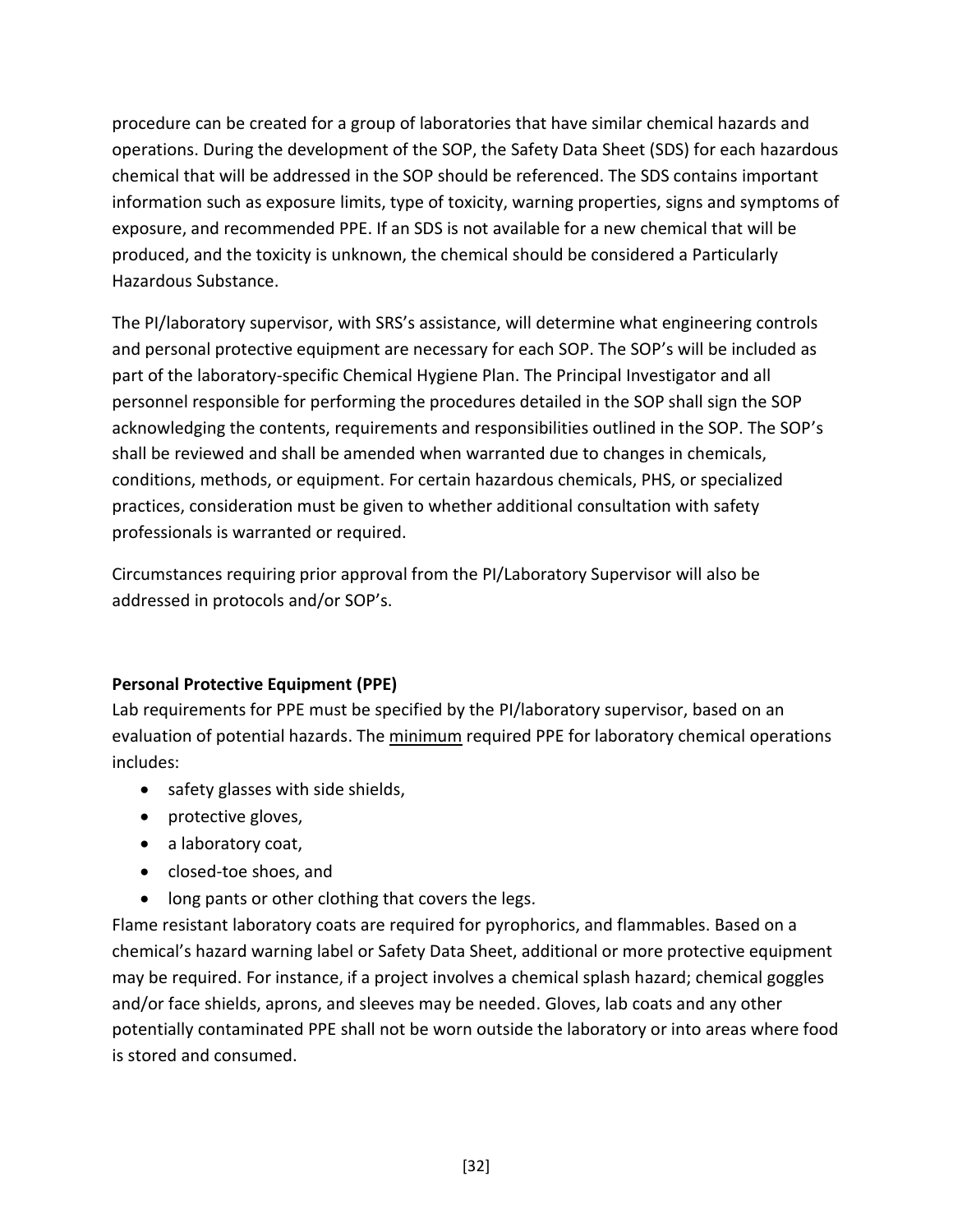procedure can be created for a group of laboratories that have similar chemical hazards and operations. During the development of the SOP, the Safety Data Sheet (SDS) for each hazardous chemical that will be addressed in the SOP should be referenced. The SDS contains important information such as exposure limits, type of toxicity, warning properties, signs and symptoms of exposure, and recommended PPE. If an SDS is not available for a new chemical that will be produced, and the toxicity is unknown, the chemical should be considered a Particularly Hazardous Substance.

The PI/laboratory supervisor, with SRS's assistance, will determine what engineering controls and personal protective equipment are necessary for each SOP. The SOP's will be included as part of the laboratory-specific Chemical Hygiene Plan. The Principal Investigator and all personnel responsible for performing the procedures detailed in the SOP shall sign the SOP acknowledging the contents, requirements and responsibilities outlined in the SOP. The SOP's shall be reviewed and shall be amended when warranted due to changes in chemicals, conditions, methods, or equipment. For certain hazardous chemicals, PHS, or specialized practices, consideration must be given to whether additional consultation with safety professionals is warranted or required.

Circumstances requiring prior approval from the PI/Laboratory Supervisor will also be addressed in protocols and/or SOP's.

**Personal Protective Equipment (PPE)**

Lab requirements for PPE must be specified by the PI/laboratory supervisor, based on an evaluation of potential hazards. The <u>minimum</u> required PPE for laboratory chemical operations includes:

- safety glasses with side shields,
- protective gloves,
- a laboratory coat,
- closed-toe shoes, and
- long pants or other clothing that covers the legs.

Flame resistant laboratory coats are required for pyrophorics, and flammables. Based on a chemical's hazard warning label or Safety Data Sheet, additional or more protective equipment may be required. For instance, if a project involves a chemical splash hazard; chemical goggles and/or face shields, aprons, and sleeves may be needed. Gloves, lab coats and any other potentially contaminated PPE shall not be worn outside the laboratory or into areas where food is stored and consumed.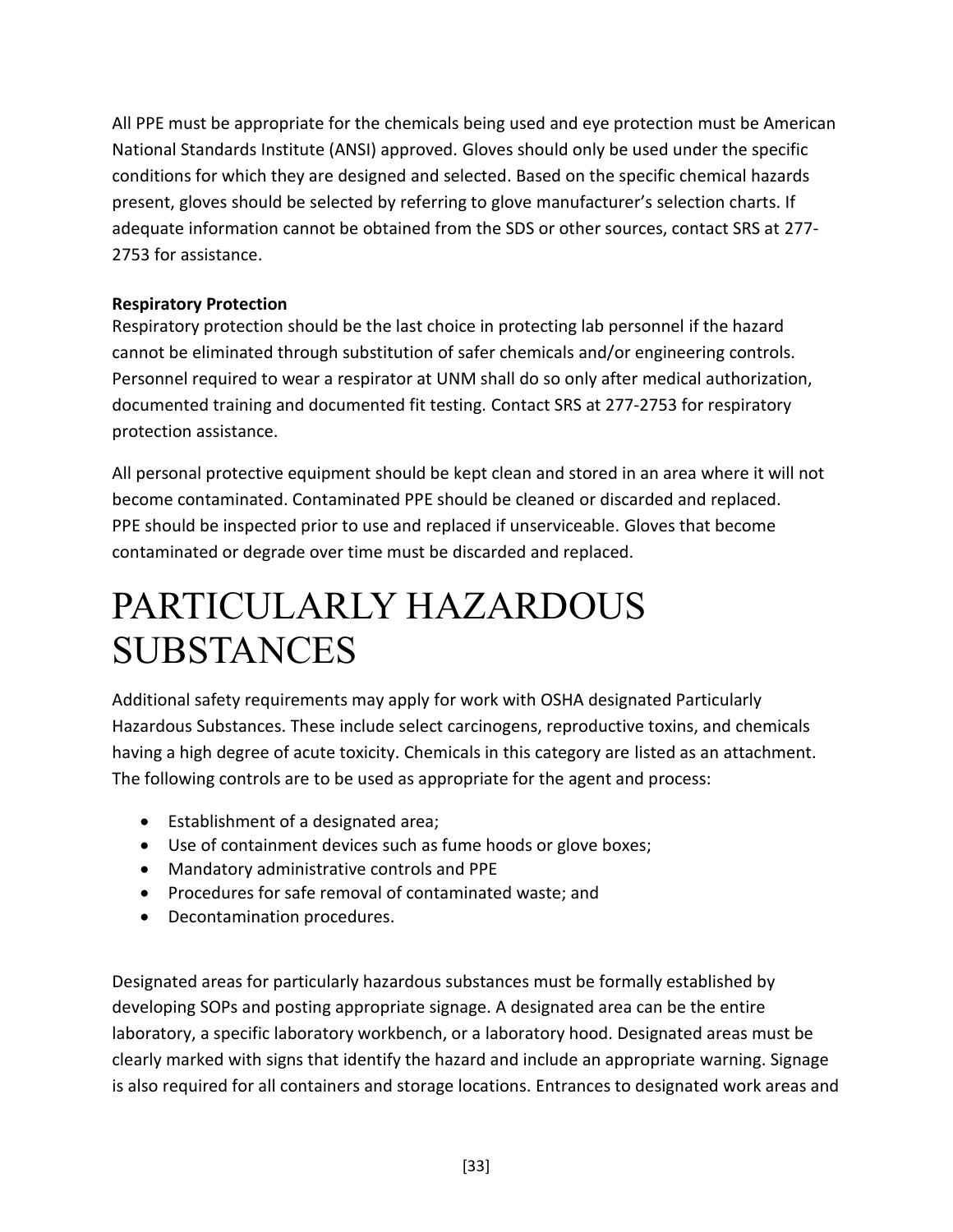All PPE must be appropriate for the chemicals being used and eye protection must be American National Standards Institute (ANSI) approved. Gloves should only be used under the specific conditions for which they are designed and selected. Based on the specific chemical hazards present, gloves should be selected by referring to glove manufacturer's selection charts. If adequate information cannot be obtained from the SDS or other sources, contact SRS at 277-2753 for assistance.

**Respiratory Protection**

Respiratory protection should be the last choice in protecting lab personnel if the hazard cannot be eliminated through substitution of safer chemicals and/or engineering controls. Personnel required to wear a respirator at UNM shall do so only after medical authorization, documented training and documented fit testing. Contact SRS at 277-2753 for respiratory protection assistance.

All personal protective equipment should be kept clean and stored in an area where it will not become contaminated. Contaminated PPE should be cleaned or discarded and replaced. PPE should be inspected prior to use and replaced if unserviceable. Gloves that become contaminated or degrade over time must be discarded and replaced.

# PARTICULARLY HAZARDOUS SUBSTANCES

Additional safety requirements may apply for work with OSHA designated Particularly Hazardous Substances. These include select carcinogens, reproductive toxins, and chemicals having a high degree of acute toxicity. Chemicals in this category are listed as an attachment. The following controls are to be used as appropriate for the agent and process:

- Establishment of a designated area;
- Use of containment devices such as fume hoods or glove boxes;
- Mandatory administrative controls and PPE
- Procedures for safe removal of contaminated waste; and
- Decontamination procedures.

Designated areas for particularly hazardous substances must be formally established by developing SOPs and posting appropriate signage. A designated area can be the entire laboratory, a specific laboratory workbench, or a laboratory hood. Designated areas must be clearly marked with signs that identify the hazard and include an appropriate warning. Signage is also required for all containers and storage locations. Entrances to designated work areas and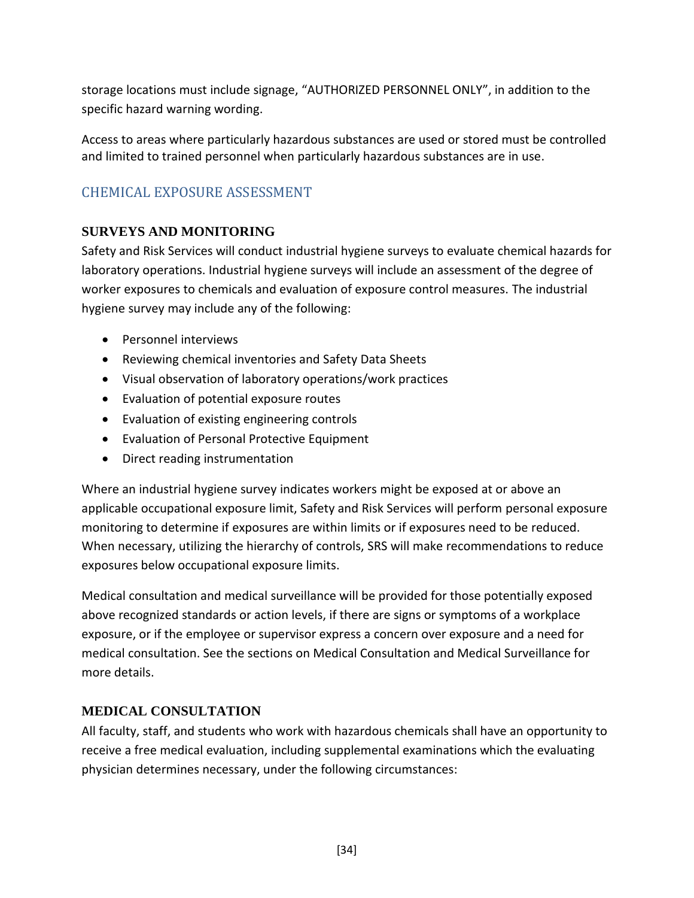storage locations must include signage, “AUTHORIZED PERSONNEL ONLY”, in addition to the specific hazard warning wording.

Access to areas where particularly hazardous substances are used or stored must be controlled and limited to trained personnel when particularly hazardous substances are in use.

## CHEMICAL EXPOSURE ASSESSMENT

### SURVEYS AND MONITORING

Safety and Risk Services will conduct industrial hygiene surveys to evaluate chemical hazards for laboratory operations. Industrial hygiene surveys will include an assessment of the degree of worker exposures to chemicals and evaluation of exposure control measures. The industrial hygiene survey may include any of the following:

- Personnel interviews
- Reviewing chemical inventories and Safety Data Sheets
- Visual observation of laboratory operations/work practices
- Evaluation of potential exposure routes
- Evaluation of existing engineering controls
- Evaluation of Personal Protective Equipment
- Direct reading instrumentation

Where an industrial hygiene survey indicates workers might be exposed at or above an applicable occupational exposure limit, Safety and Risk Services will perform personal exposure monitoring to determine if exposures are within limits or if exposures need to be reduced. When necessary, utilizing the hierarchy of controls, SRS will make recommendations to reduce exposures below occupational exposure limits.

Medical consultation and medical surveillance will be provided for those potentially exposed above recognized standards or action levels, if there are signs or symptoms of a workplace exposure, or if the employee or supervisor express a concern over exposure and a need for medical consultation. See the sections on Medical Consultation and Medical Surveillance for more details.

### MEDICAL CONSULTATION

All faculty, staff, and students who work with hazardous chemicals shall have an opportunity to receive a free medical evaluation, including supplemental examinations which the evaluating physician determines necessary, under the following circumstances: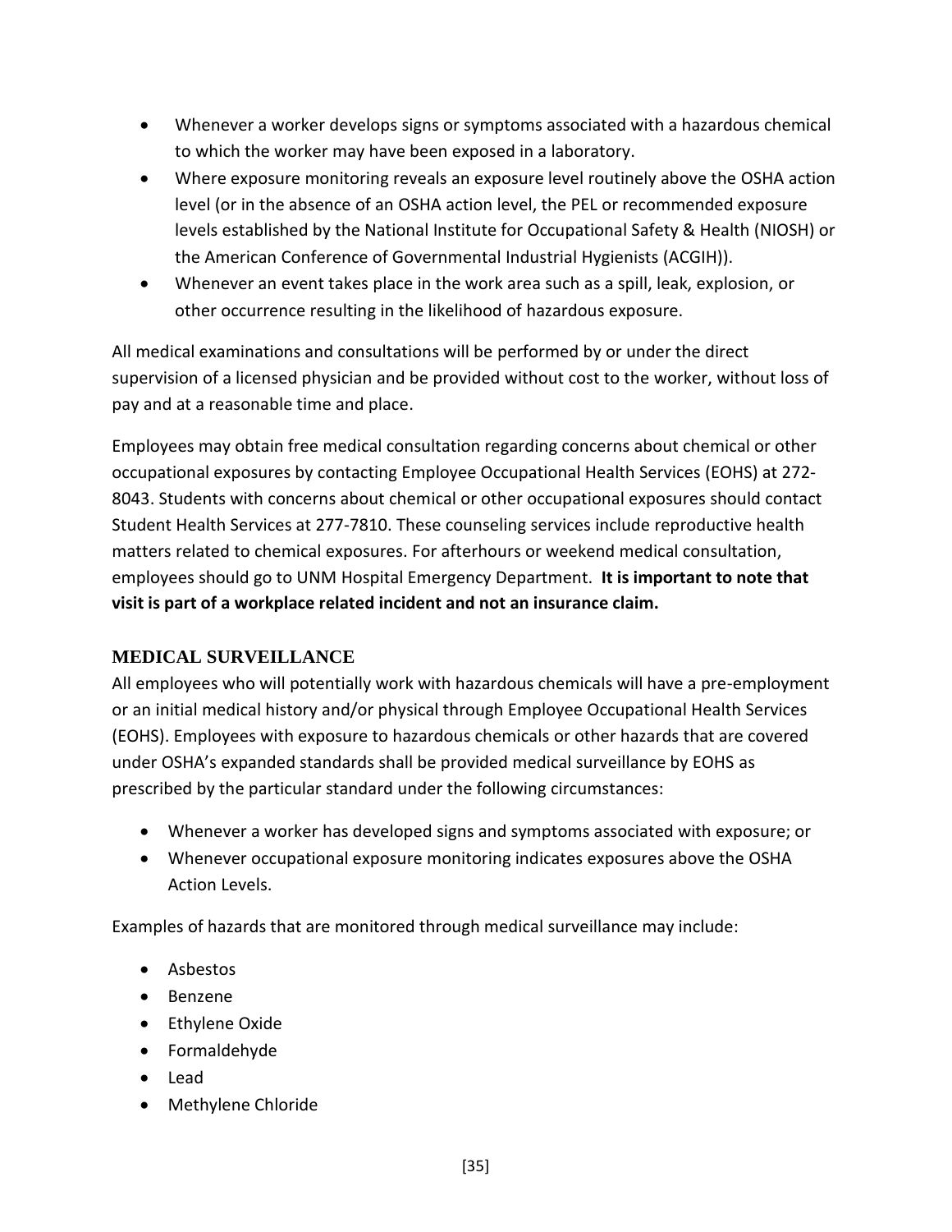- Whenever a worker develops signs or symptoms associated with a hazardous chemical to which the worker may have been exposed in a laboratory.
- Where exposure monitoring reveals an exposure level routinely above the OSHA action level (or in the absence of an OSHA action level, the PEL or recommended exposure levels established by the National Institute for Occupational Safety & Health (NIOSH) or the American Conference of Governmental Industrial Hygienists (ACGIH)).
- Whenever an event takes place in the work area such as a spill, leak, explosion, or other occurrence resulting in the likelihood of hazardous exposure.

All medical examinations and consultations will be performed by or under the direct supervision of a licensed physician and be provided without cost to the worker, without loss of pay and at a reasonable time and place.

Employees may obtain free medical consultation regarding concerns about chemical or other occupational exposures by contacting Employee Occupational Health Services (EOHS) at 272-8043. Students with concerns about chemical or other occupational exposures should contact Student Health Services at 277-7810. These counseling services include reproductive health matters related to chemical exposures. For afterhours or weekend medical consultation, employees should go to UNM Hospital Emergency Department. **It is important to note that visit is part of a workplace related incident and not an insurance claim.**

## MEDICAL SURVEILLANCE

All employees who will potentially work with hazardous chemicals will have a pre-employment or an initial medical history and/or physical through Employee Occupational Health Services (EOHS). Employees with exposure to hazardous chemicals or other hazards that are covered under OSHA's expanded standards shall be provided medical surveillance by EOHS as prescribed by the particular standard under the following circumstances:

- Whenever a worker has developed signs and symptoms associated with exposure; or
- Whenever occupational exposure monitoring indicates exposures above the OSHA Action Levels.

Examples of hazards that are monitored through medical surveillance may include:

- Asbestos
- Benzene
- Ethylene Oxide
- Formaldehyde
- Lead
- Methylene Chloride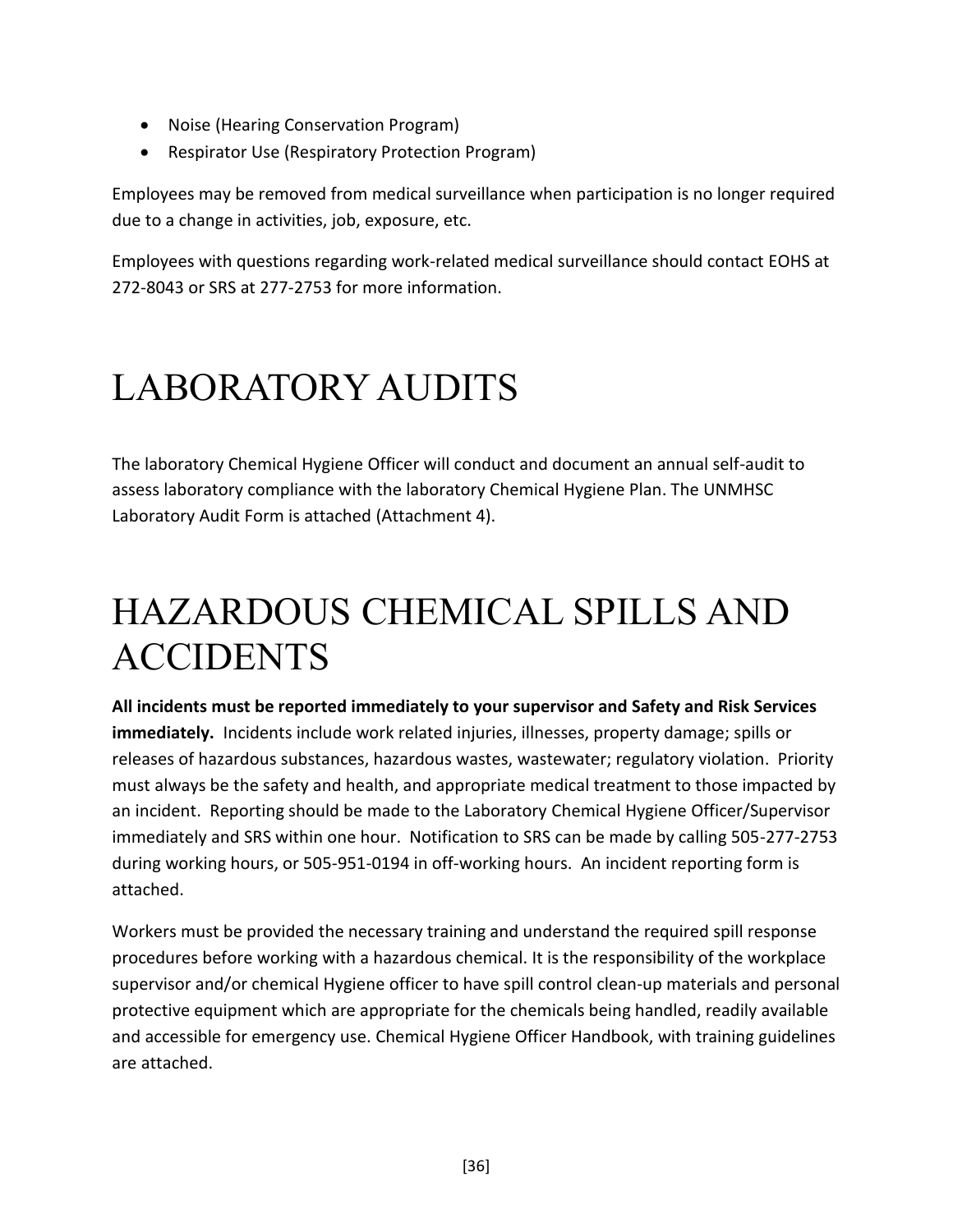- Noise (Hearing Conservation Program)
- Respirator Use (Respiratory Protection Program)

Employees may be removed from medical surveillance when participation is no longer required due to a change in activities, job, exposure, etc.

Employees with questions regarding work-related medical surveillance should contact EOHS at 272-8043 or SRS at 277-2753 for more information.

# LABORATORY AUDITS

The laboratory Chemical Hygiene Officer will conduct and document an annual self-audit to assess laboratory compliance with the laboratory Chemical Hygiene Plan. The UNMHSC Laboratory Audit Form is attached (Attachment 4).

# HAZARDOUS CHEMICAL SPILLS AND ACCIDENTS

**All incidents must be reported immediately to your supervisor and Safety and Risk Services immediately.** Incidents include work related injuries, illnesses, property damage; spills or releases of hazardous substances, hazardous wastes, wastewater; regulatory violation. Priority must always be the safety and health, and appropriate medical treatment to those impacted by an incident. Reporting should be made to the Laboratory Chemical Hygiene Officer/Supervisor immediately and SRS within one hour. Notification to SRS can be made by calling 505-277-2753 during working hours, or 505-951-0194 in off-working hours. An incident reporting form is attached.

Workers must be provided the necessary training and understand the required spill response procedures before working with a hazardous chemical. It is the responsibility of the workplace supervisor and/or chemical Hygiene officer to have spill control clean-up materials and personal protective equipment which are appropriate for the chemicals being handled, readily available and accessible for emergency use. Chemical Hygiene Officer Handbook, with training guidelines are attached.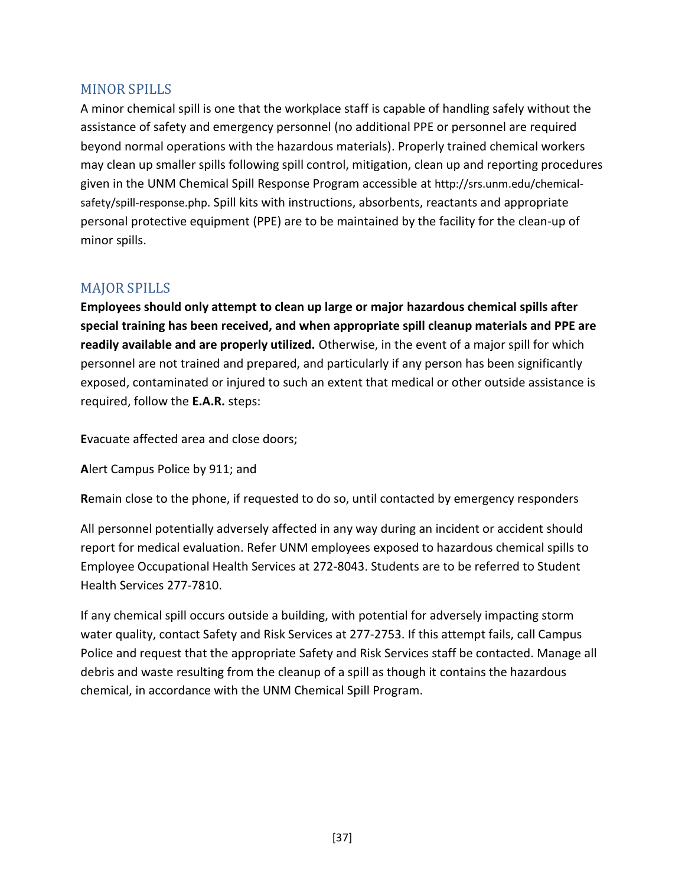## MINOR SPILLS

A minor chemical spill is one that the workplace staff is capable of handling safely without the assistance of safety and emergency personnel (no additional PPE or personnel are required beyond normal operations with the hazardous materials). Properly trained chemical workers may clean up smaller spills following spill control, mitigation, clean up and reporting procedures given in the UNM Chemical Spill Response Program accessible at http://srs.unm.edu/chemical-safety/spill-response.php. Spill kits with instructions, absorbents, reactants and appropriate personal protective equipment (PPE) are to be maintained by the facility for the clean-up of minor spills.

## MAJOR SPILLS

**Employees should only attempt to clean up large or major hazardous chemical spills after special training has been received, and when appropriate spill cleanup materials and PPE are readily available and are properly utilized.** Otherwise, in the event of a major spill for which personnel are not trained and prepared, and particularly if any person has been significantly exposed, contaminated or injured to such an extent that medical or other outside assistance is required, follow the **E.A.R.** steps:

**E**vacuate affected area and close doors;

**A**lert Campus Police by 911; and

**R**emain close to the phone, if requested to do so, until contacted by emergency responders

All personnel potentially adversely affected in any way during an incident or accident should report for medical evaluation. Refer UNM employees exposed to hazardous chemical spills to Employee Occupational Health Services at 272-8043. Students are to be referred to Student Health Services 277-7810.

If any chemical spill occurs outside a building, with potential for adversely impacting storm water quality, contact Safety and Risk Services at 277-2753. If this attempt fails, call Campus Police and request that the appropriate Safety and Risk Services staff be contacted. Manage all debris and waste resulting from the cleanup of a spill as though it contains the hazardous chemical, in accordance with the UNM Chemical Spill Program.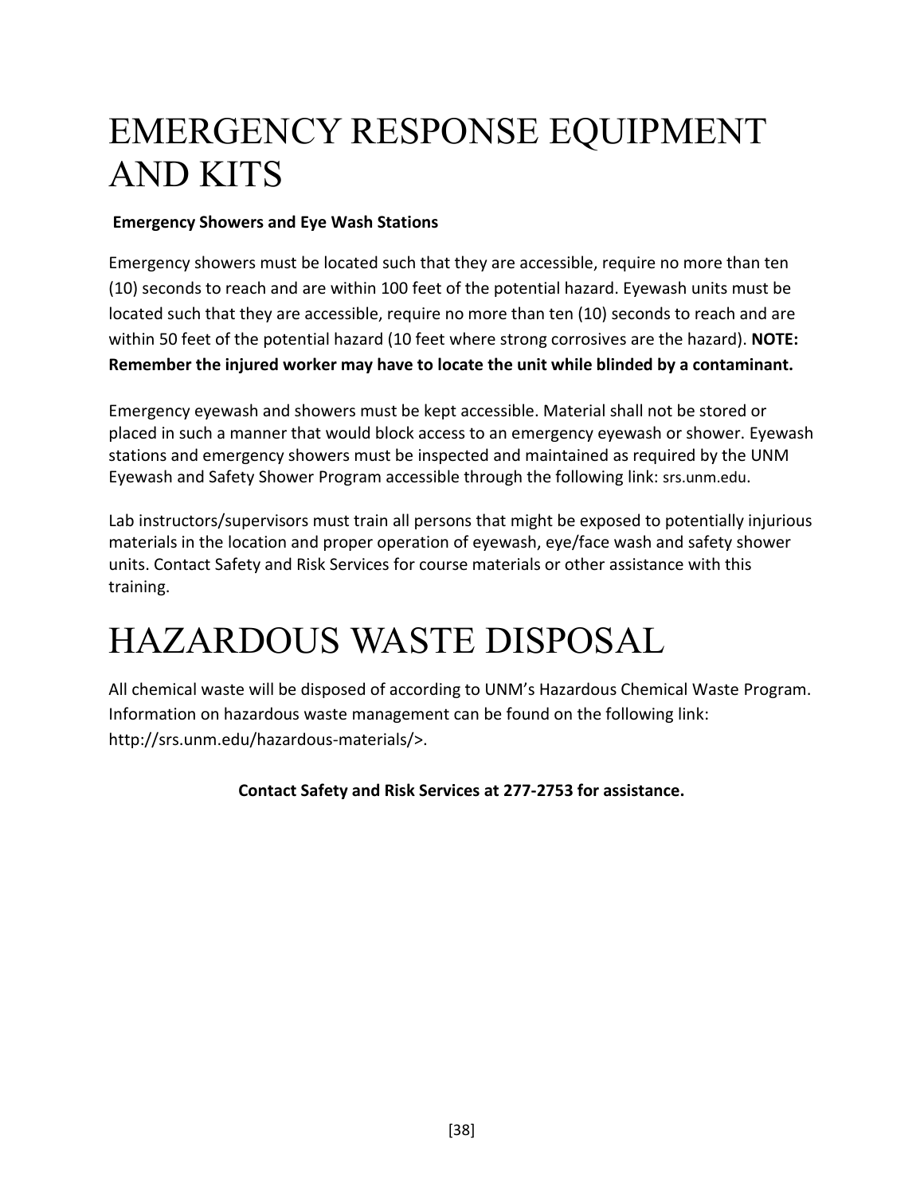# EMERGENCY RESPONSE EQUIPMENT AND KITS

**Emergency Showers and Eye Wash Stations**

Emergency showers must be located such that they are accessible, require no more than ten (10) seconds to reach and are within 100 feet of the potential hazard. Eyewash units must be located such that they are accessible, require no more than ten (10) seconds to reach and are within 50 feet of the potential hazard (10 feet where strong corrosives are the hazard). **NOTE: Remember the injured worker may have to locate the unit while blinded by a contaminant.**

Emergency eyewash and showers must be kept accessible. Material shall not be stored or placed in such a manner that would block access to an emergency eyewash or shower. Eyewash stations and emergency showers must be inspected and maintained as required by the UNM Eyewash and Safety Shower Program accessible through the following link: srs.unm.edu.

Lab instructors/supervisors must train all persons that might be exposed to potentially injurious materials in the location and proper operation of eyewash, eye/face wash and safety shower units. Contact Safety and Risk Services for course materials or other assistance with this training.

# HAZARDOUS WASTE DISPOSAL

All chemical waste will be disposed of according to UNM's Hazardous Chemical Waste Program. Information on hazardous waste management can be found on the following link: http://srs.unm.edu/hazardous-materials/>.

**Contact Safety and Risk Services at 277-2753 for assistance.**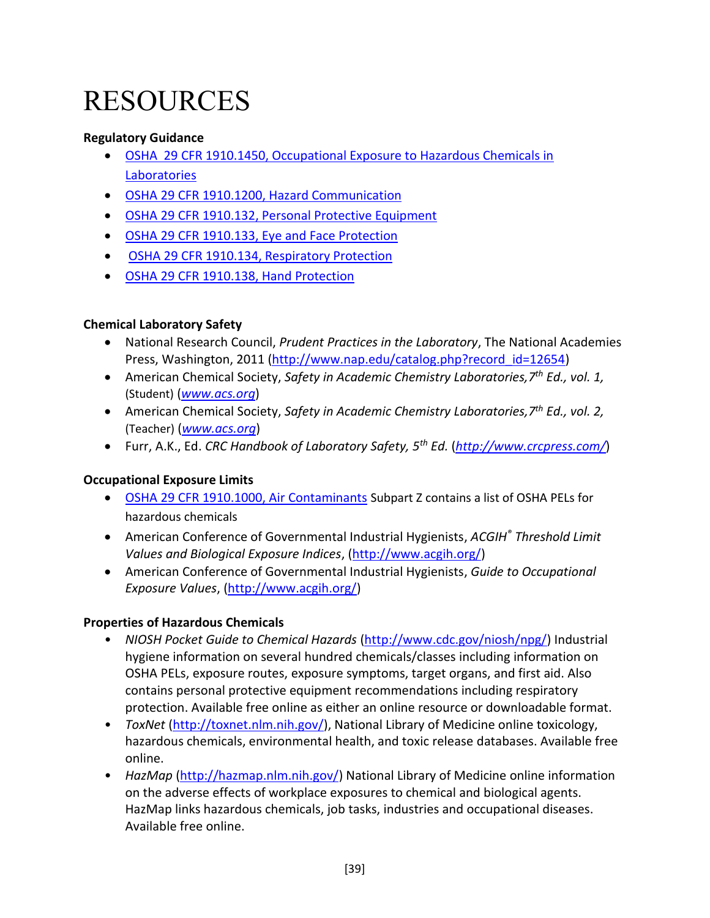# RESOURCES

**Regulatory Guidance**

- OSHA 29 CFR 1910.1450, Occupational Exposure to Hazardous Chemicals in Laboratories
- OSHA 29 CFR 1910.1200, Hazard Communication
- OSHA 29 CFR 1910.132, Personal Protective Equipment
- OSHA 29 CFR 1910.133, Eye and Face Protection
- OSHA 29 CFR 1910.134, Respiratory Protection
- OSHA 29 CFR 1910.138, Hand Protection

**Chemical Laboratory Safety**

- National Research Council, *Prudent Practices in the Laboratory*, The National Academies Press, Washington, 2011 (http://www.nap.edu/catalog.php?record_id=12654)
- American Chemical Society, *Safety in Academic Chemistry Laboratories, 7th Ed., vol. 1,* (Student) (*www.acs.org*)
- American Chemical Society, *Safety in Academic Chemistry Laboratories, 7th Ed., vol. 2,* (Teacher) (*www.acs.org*)
- Furr, A.K., Ed. *CRC Handbook of Laboratory Safety, 5th Ed.* (*http://www.crcpress.com/*)

**Occupational Exposure Limits**

- OSHA 29 CFR 1910.1000, Air Contaminants Subpart Z contains a list of OSHA PELs for hazardous chemicals
- American Conference of Governmental Industrial Hygienists, *ACGIH® Threshold Limit Values and Biological Exposure Indices*, (http://www.acgih.org/)
- American Conference of Governmental Industrial Hygienists, *Guide to Occupational Exposure Values*, (http://www.acgih.org/)

**Properties of Hazardous Chemicals**

- *NIOSH Pocket Guide to Chemical Hazards* (http://www.cdc.gov/niosh/npg/) Industrial hygiene information on several hundred chemicals/classes including information on OSHA PELs, exposure routes, exposure symptoms, target organs, and first aid. Also contains personal protective equipment recommendations including respiratory protection. Available free online as either an online resource or downloadable format.
- *ToxNet* (http://toxnet.nlm.nih.gov/), National Library of Medicine online toxicology, hazardous chemicals, environmental health, and toxic release databases. Available free online.
- *HazMap* (http://hazmap.nlm.nih.gov/) National Library of Medicine online information on the adverse effects of workplace exposures to chemical and biological agents. HazMap links hazardous chemicals, job tasks, industries and occupational diseases. Available free online.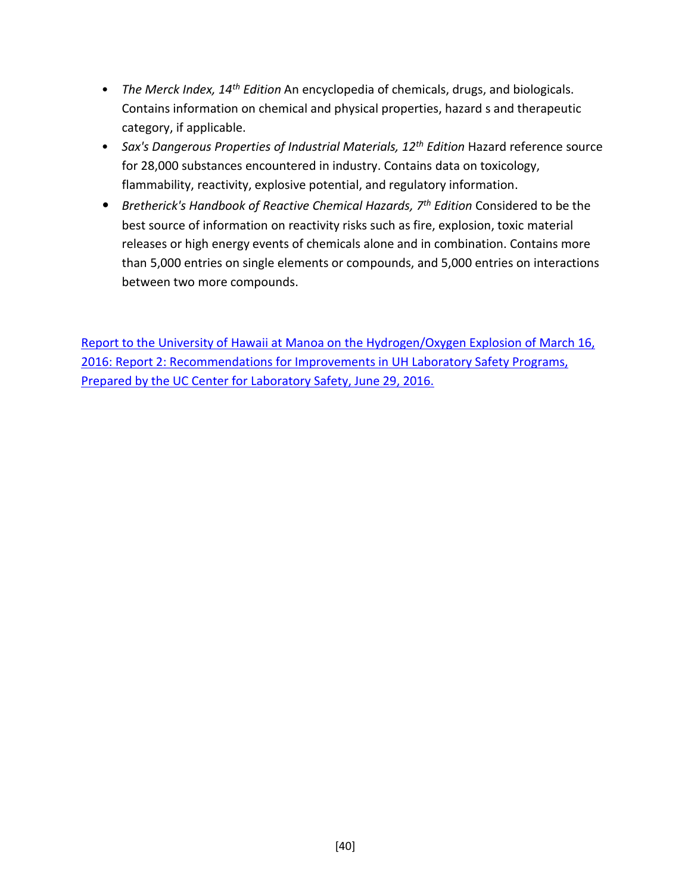- *The Merck Index, 14th Edition* An encyclopedia of chemicals, drugs, and biologicals. Contains information on chemical and physical properties, hazard s and therapeutic category, if applicable.
- *Sax's Dangerous Properties of Industrial Materials, 12th Edition* Hazard reference source for 28,000 substances encountered in industry. Contains data on toxicology, flammability, reactivity, explosive potential, and regulatory information.
- *Bretherick's Handbook of Reactive Chemical Hazards, 7th Edition* Considered to be the best source of information on reactivity risks such as fire, explosion, toxic material releases or high energy events of chemicals alone and in combination. Contains more than 5,000 entries on single elements or compounds, and 5,000 entries on interactions between two more compounds.

Report to the University of Hawaii at Manoa on the Hydrogen/Oxygen Explosion of March 16, 2016: Report 2: Recommendations for Improvements in UH Laboratory Safety Programs, Prepared by the UC Center for Laboratory Safety, June 29, 2016.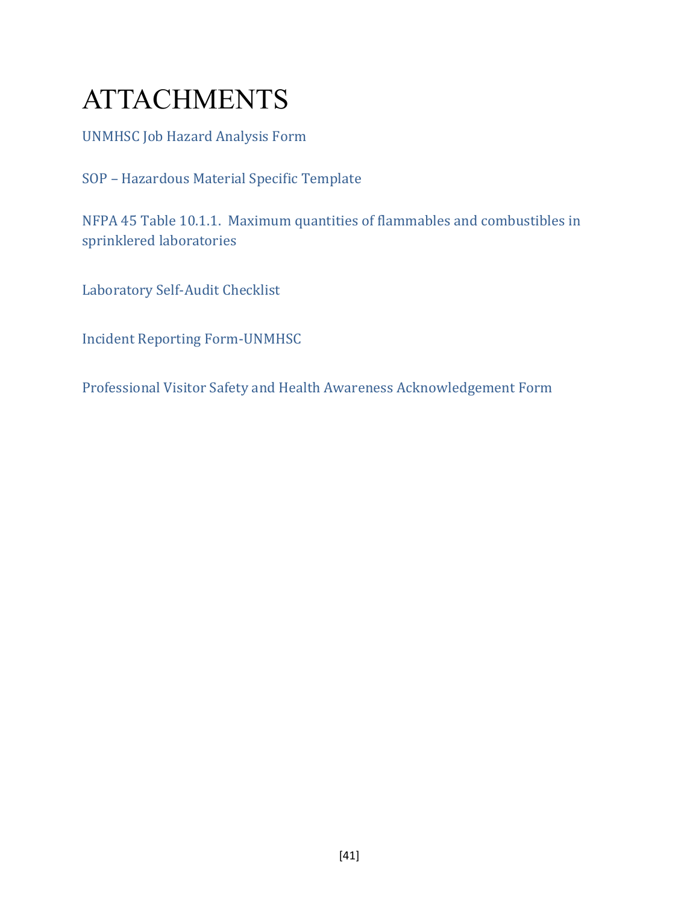# ATTACHMENTS

UNMHSC Job Hazard Analysis Form

SOP – Hazardous Material Specific Template

NFPA 45 Table 10.1.1. Maximum quantities of flammables and combustibles in sprinklered laboratories

Laboratory Self-Audit Checklist

Incident Reporting Form-UNMHSC

Professional Visitor Safety and Health Awareness Acknowledgement Form